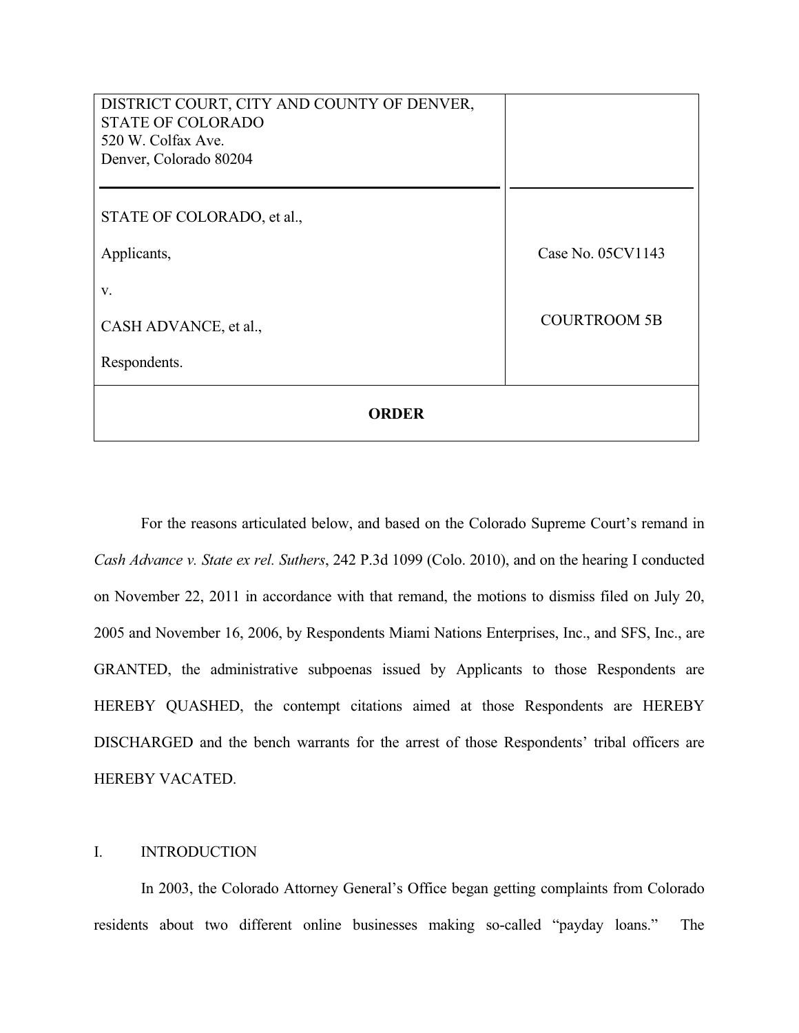| DISTRICT COURT, CITY AND COUNTY OF DENVER, STATE OF COLORADO<br>520 W. Colfax Ave.<br>Denver, Colorado 80204 | |
|---|---|
| STATE OF COLORADO, et al.,<br><br>Applicants,<br><br>v.<br><br>CASH ADVANCE, et al.,<br><br>Respondents. | Case No. 05CV1143<br><br>COURTROOM 5B |
| **ORDER** | |

For the reasons articulated below, and based on the Colorado Supreme Court's remand in *Cash Advance v. State ex rel. Suthers*, 242 P.3d 1099 (Colo. 2010), and on the hearing I conducted on November 22, 2011 in accordance with that remand, the motions to dismiss filed on July 20, 2005 and November 16, 2006, by Respondents Miami Nations Enterprises, Inc., and SFS, Inc., are GRANTED, the administrative subpoenas issued by Applicants to those Respondents are HEREBY QUASHED, the contempt citations aimed at those Respondents are HEREBY DISCHARGED and the bench warrants for the arrest of those Respondents' tribal officers are HEREBY VACATED.

## I. INTRODUCTION

In 2003, the Colorado Attorney General's Office began getting complaints from Colorado residents about two different online businesses making so-called "payday loans." The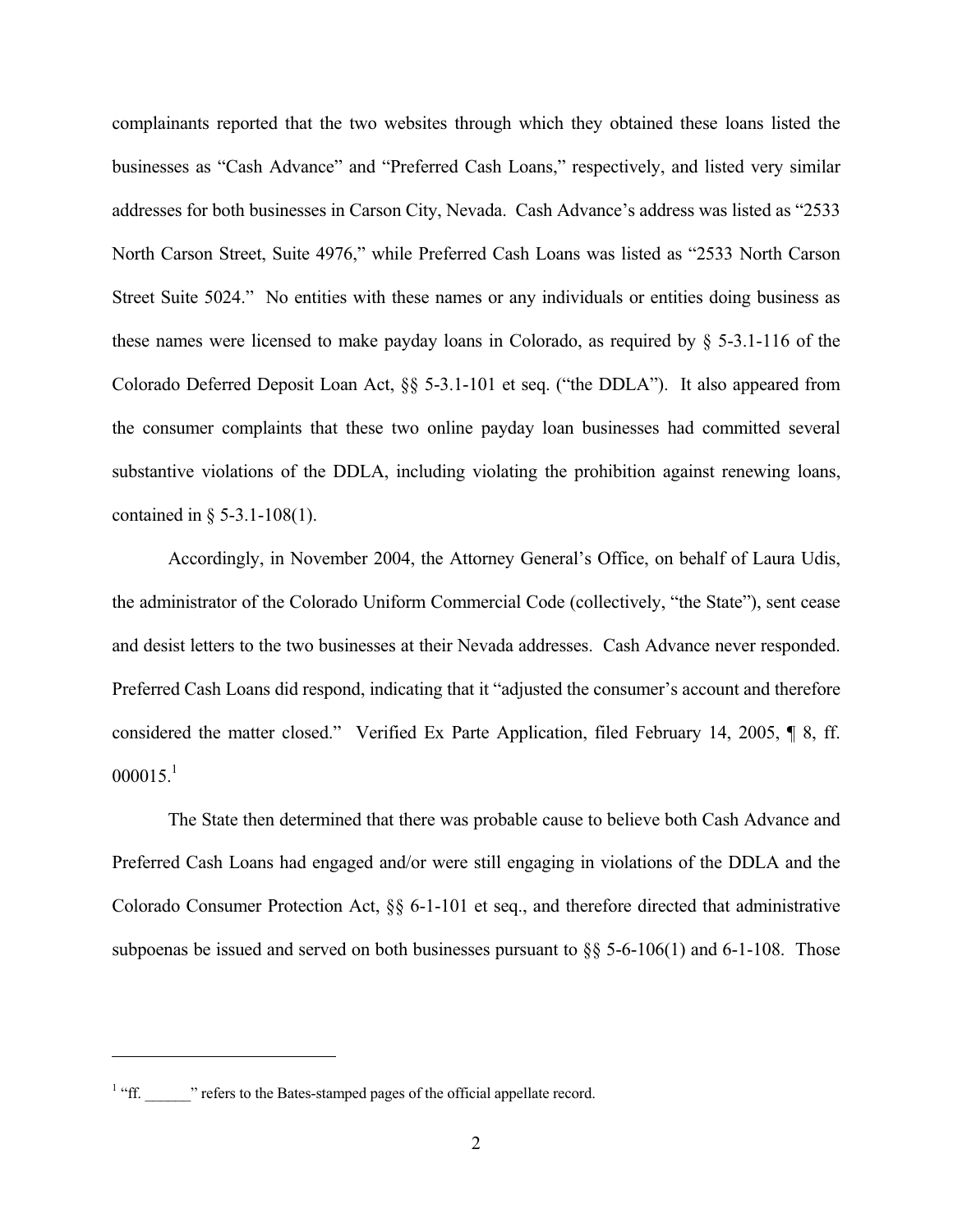complainants reported that the two websites through which they obtained these loans listed the businesses as "Cash Advance" and "Preferred Cash Loans," respectively, and listed very similar addresses for both businesses in Carson City, Nevada. Cash Advance's address was listed as "2533 North Carson Street, Suite 4976," while Preferred Cash Loans was listed as "2533 North Carson Street Suite 5024." No entities with these names or any individuals or entities doing business as these names were licensed to make payday loans in Colorado, as required by § 5-3.1-116 of the Colorado Deferred Deposit Loan Act, §§ 5-3.1-101 et seq. ("the DDLA"). It also appeared from the consumer complaints that these two online payday loan businesses had committed several substantive violations of the DDLA, including violating the prohibition against renewing loans, contained in § 5-3.1-108(1).

Accordingly, in November 2004, the Attorney General's Office, on behalf of Laura Udis, the administrator of the Colorado Uniform Commercial Code (collectively, "the State"), sent cease and desist letters to the two businesses at their Nevada addresses. Cash Advance never responded. Preferred Cash Loans did respond, indicating that it "adjusted the consumer's account and therefore considered the matter closed." Verified Ex Parte Application, filed February 14, 2005, ¶ 8, ff. 000015.[1]

The State then determined that there was probable cause to believe both Cash Advance and Preferred Cash Loans had engaged and/or were still engaging in violations of the DDLA and the Colorado Consumer Protection Act, §§ 6-1-101 et seq., and therefore directed that administrative subpoenas be issued and served on both businesses pursuant to §§ 5-6-106(1) and 6-1-108. Those

---

[1] "ff. ______" refers to the Bates-stamped pages of the official appellate record.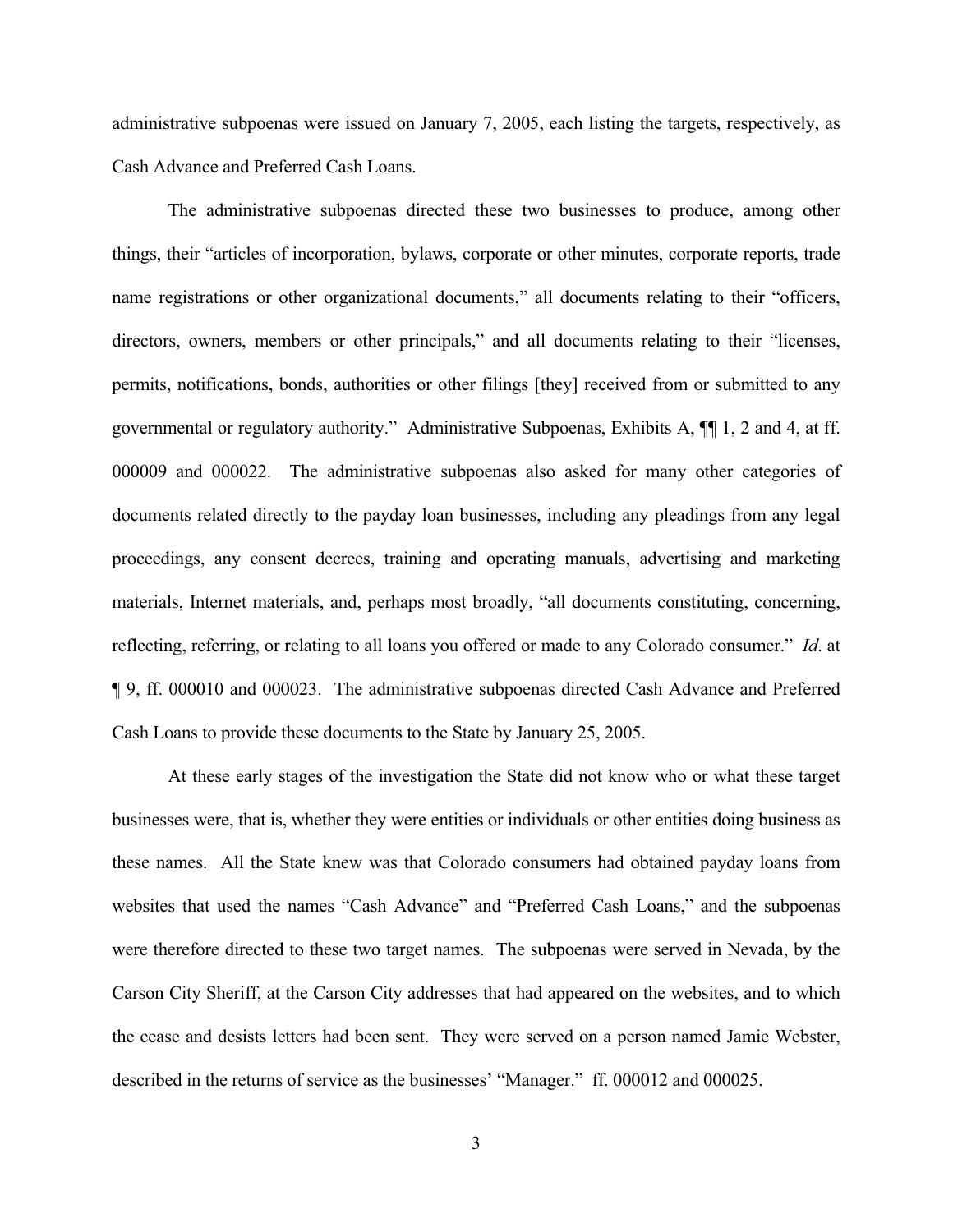administrative subpoenas were issued on January 7, 2005, each listing the targets, respectively, as Cash Advance and Preferred Cash Loans.

The administrative subpoenas directed these two businesses to produce, among other things, their "articles of incorporation, bylaws, corporate or other minutes, corporate reports, trade name registrations or other organizational documents," all documents relating to their "officers, directors, owners, members or other principals," and all documents relating to their "licenses, permits, notifications, bonds, authorities or other filings [they] received from or submitted to any governmental or regulatory authority." Administrative Subpoenas, Exhibits A, ¶¶ 1, 2 and 4, at ff. 000009 and 000022. The administrative subpoenas also asked for many other categories of documents related directly to the payday loan businesses, including any pleadings from any legal proceedings, any consent decrees, training and operating manuals, advertising and marketing materials, Internet materials, and, perhaps most broadly, "all documents constituting, concerning, reflecting, referring, or relating to all loans you offered or made to any Colorado consumer." *Id*. at ¶ 9, ff. 000010 and 000023. The administrative subpoenas directed Cash Advance and Preferred Cash Loans to provide these documents to the State by January 25, 2005.

At these early stages of the investigation the State did not know who or what these target businesses were, that is, whether they were entities or individuals or other entities doing business as these names. All the State knew was that Colorado consumers had obtained payday loans from websites that used the names "Cash Advance" and "Preferred Cash Loans," and the subpoenas were therefore directed to these two target names. The subpoenas were served in Nevada, by the Carson City Sheriff, at the Carson City addresses that had appeared on the websites, and to which the cease and desists letters had been sent. They were served on a person named Jamie Webster, described in the returns of service as the businesses' "Manager." ff. 000012 and 000025.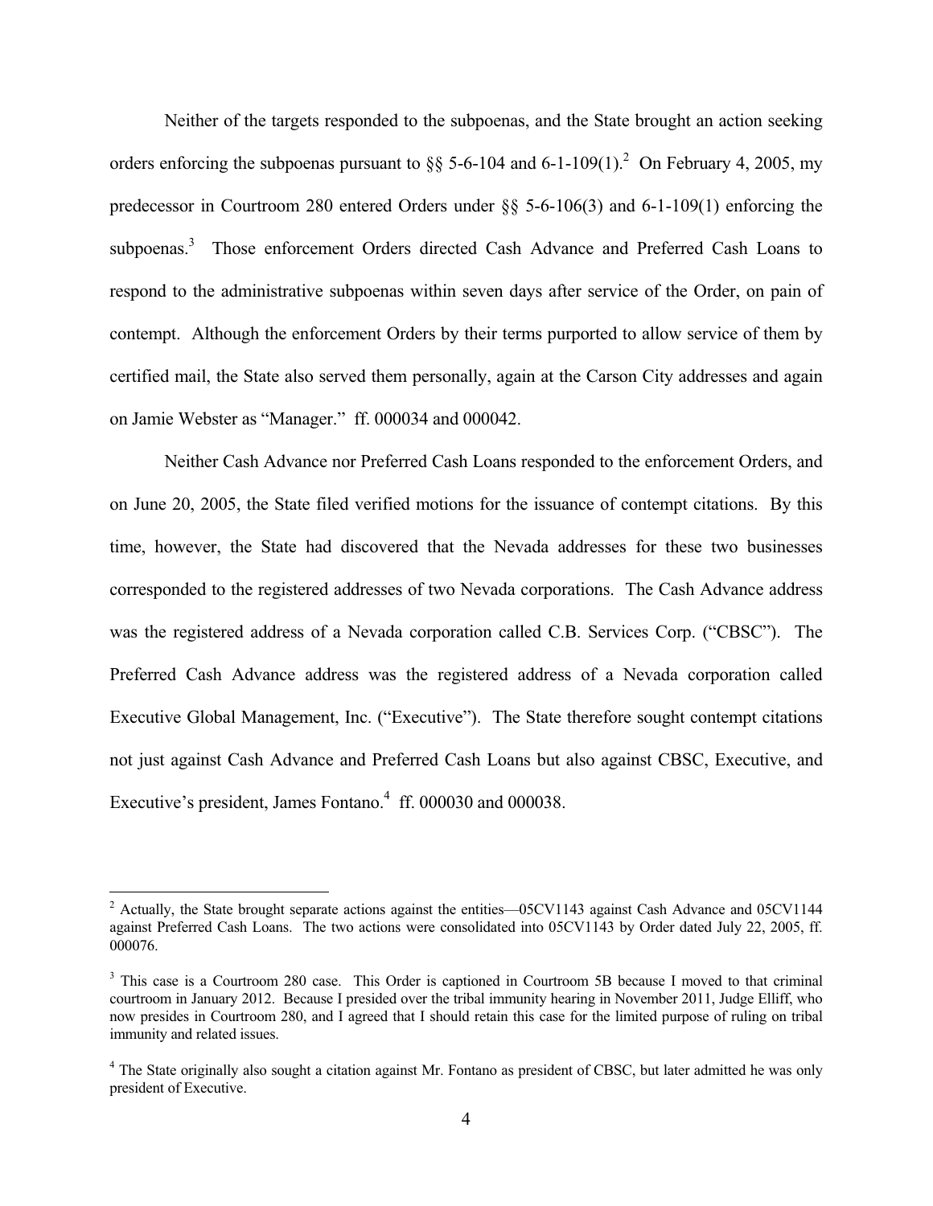Neither of the targets responded to the subpoenas, and the State brought an action seeking orders enforcing the subpoenas pursuant to §§ 5-6-104 and 6-1-109(1).[2] On February 4, 2005, my predecessor in Courtroom 280 entered Orders under §§ 5-6-106(3) and 6-1-109(1) enforcing the subpoenas.[3] Those enforcement Orders directed Cash Advance and Preferred Cash Loans to respond to the administrative subpoenas within seven days after service of the Order, on pain of contempt. Although the enforcement Orders by their terms purported to allow service of them by certified mail, the State also served them personally, again at the Carson City addresses and again on Jamie Webster as "Manager." ff. 000034 and 000042.

Neither Cash Advance nor Preferred Cash Loans responded to the enforcement Orders, and on June 20, 2005, the State filed verified motions for the issuance of contempt citations. By this time, however, the State had discovered that the Nevada addresses for these two businesses corresponded to the registered addresses of two Nevada corporations. The Cash Advance address was the registered address of a Nevada corporation called C.B. Services Corp. ("CBSC"). The Preferred Cash Advance address was the registered address of a Nevada corporation called Executive Global Management, Inc. ("Executive"). The State therefore sought contempt citations not just against Cash Advance and Preferred Cash Loans but also against CBSC, Executive, and Executive's president, James Fontano.[4] ff. 000030 and 000038.

---

[2] Actually, the State brought separate actions against the entities—05CV1143 against Cash Advance and 05CV1144 against Preferred Cash Loans. The two actions were consolidated into 05CV1143 by Order dated July 22, 2005, ff. 000076.

[3] This case is a Courtroom 280 case. This Order is captioned in Courtroom 5B because I moved to that criminal courtroom in January 2012. Because I presided over the tribal immunity hearing in November 2011, Judge Elliff, who now presides in Courtroom 280, and I agreed that I should retain this case for the limited purpose of ruling on tribal immunity and related issues.

[4] The State originally also sought a citation against Mr. Fontano as president of CBSC, but later admitted he was only president of Executive.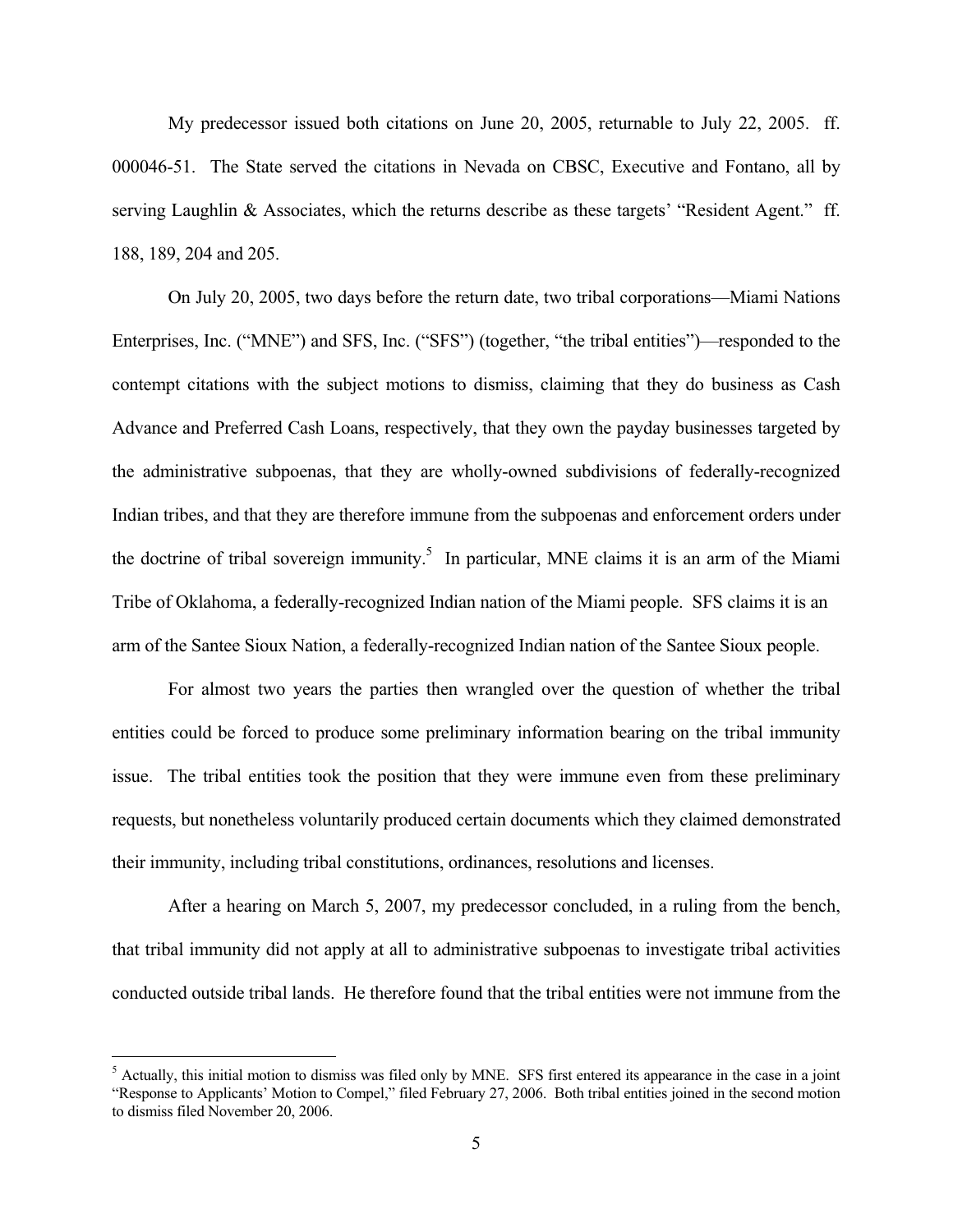My predecessor issued both citations on June 20, 2005, returnable to July 22, 2005. ff. 000046-51. The State served the citations in Nevada on CBSC, Executive and Fontano, all by serving Laughlin & Associates, which the returns describe as these targets' "Resident Agent." ff. 188, 189, 204 and 205.

On July 20, 2005, two days before the return date, two tribal corporations—Miami Nations Enterprises, Inc. ("MNE") and SFS, Inc. ("SFS") (together, "the tribal entities")—responded to the contempt citations with the subject motions to dismiss, claiming that they do business as Cash Advance and Preferred Cash Loans, respectively, that they own the payday businesses targeted by the administrative subpoenas, that they are wholly-owned subdivisions of federally-recognized Indian tribes, and that they are therefore immune from the subpoenas and enforcement orders under the doctrine of tribal sovereign immunity.[5] In particular, MNE claims it is an arm of the Miami Tribe of Oklahoma, a federally-recognized Indian nation of the Miami people. SFS claims it is an arm of the Santee Sioux Nation, a federally-recognized Indian nation of the Santee Sioux people.

For almost two years the parties then wrangled over the question of whether the tribal entities could be forced to produce some preliminary information bearing on the tribal immunity issue. The tribal entities took the position that they were immune even from these preliminary requests, but nonetheless voluntarily produced certain documents which they claimed demonstrated their immunity, including tribal constitutions, ordinances, resolutions and licenses.

After a hearing on March 5, 2007, my predecessor concluded, in a ruling from the bench, that tribal immunity did not apply at all to administrative subpoenas to investigate tribal activities conducted outside tribal lands. He therefore found that the tribal entities were not immune from the

[5] Actually, this initial motion to dismiss was filed only by MNE. SFS first entered its appearance in the case in a joint "Response to Applicants' Motion to Compel," filed February 27, 2006. Both tribal entities joined in the second motion to dismiss filed November 20, 2006.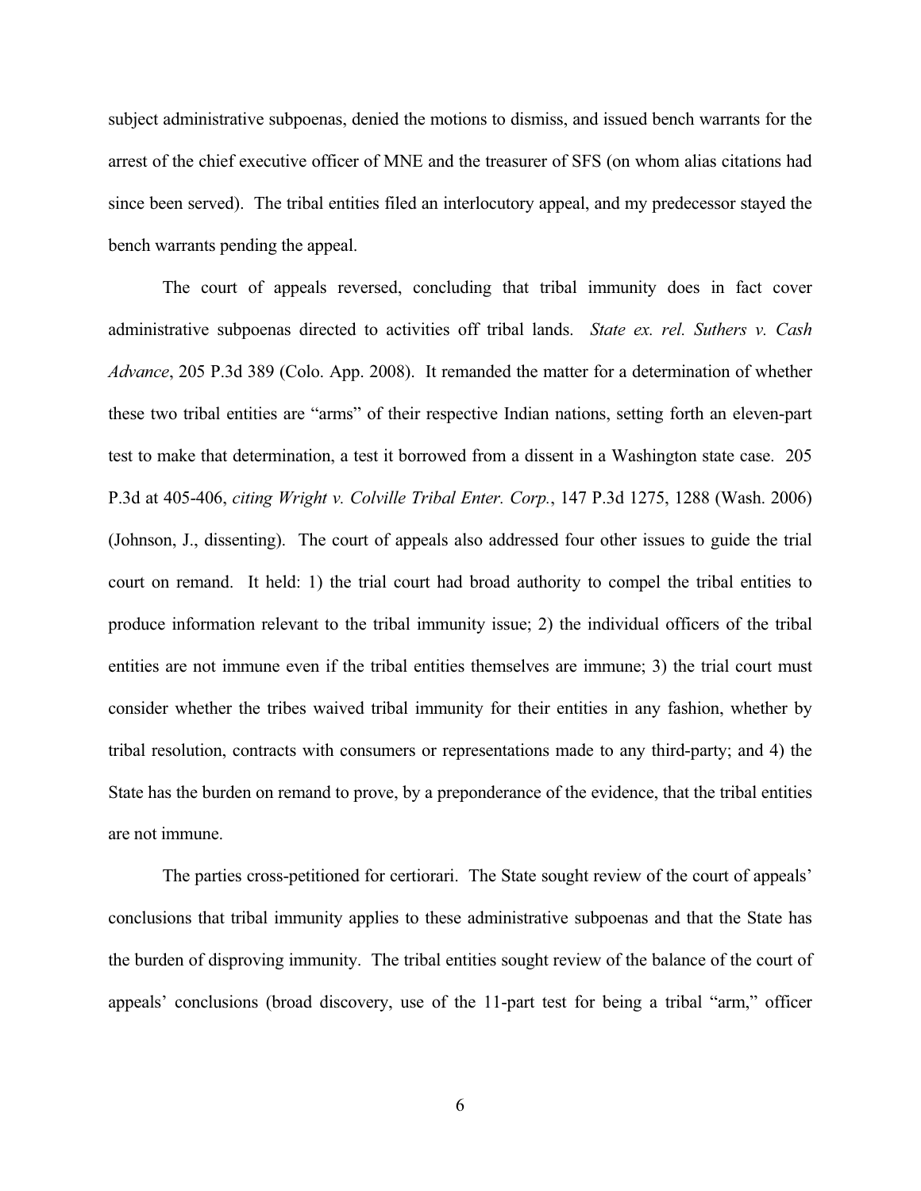subject administrative subpoenas, denied the motions to dismiss, and issued bench warrants for the arrest of the chief executive officer of MNE and the treasurer of SFS (on whom alias citations had since been served). The tribal entities filed an interlocutory appeal, and my predecessor stayed the bench warrants pending the appeal.

The court of appeals reversed, concluding that tribal immunity does in fact cover administrative subpoenas directed to activities off tribal lands. *State ex. rel. Suthers v. Cash Advance*, 205 P.3d 389 (Colo. App. 2008). It remanded the matter for a determination of whether these two tribal entities are "arms" of their respective Indian nations, setting forth an eleven-part test to make that determination, a test it borrowed from a dissent in a Washington state case. 205 P.3d at 405-406, *citing Wright v. Colville Tribal Enter. Corp.*, 147 P.3d 1275, 1288 (Wash. 2006) (Johnson, J., dissenting). The court of appeals also addressed four other issues to guide the trial court on remand. It held: 1) the trial court had broad authority to compel the tribal entities to produce information relevant to the tribal immunity issue; 2) the individual officers of the tribal entities are not immune even if the tribal entities themselves are immune; 3) the trial court must consider whether the tribes waived tribal immunity for their entities in any fashion, whether by tribal resolution, contracts with consumers or representations made to any third-party; and 4) the State has the burden on remand to prove, by a preponderance of the evidence, that the tribal entities are not immune.

The parties cross-petitioned for certiorari. The State sought review of the court of appeals' conclusions that tribal immunity applies to these administrative subpoenas and that the State has the burden of disproving immunity. The tribal entities sought review of the balance of the court of appeals' conclusions (broad discovery, use of the 11-part test for being a tribal "arm," officer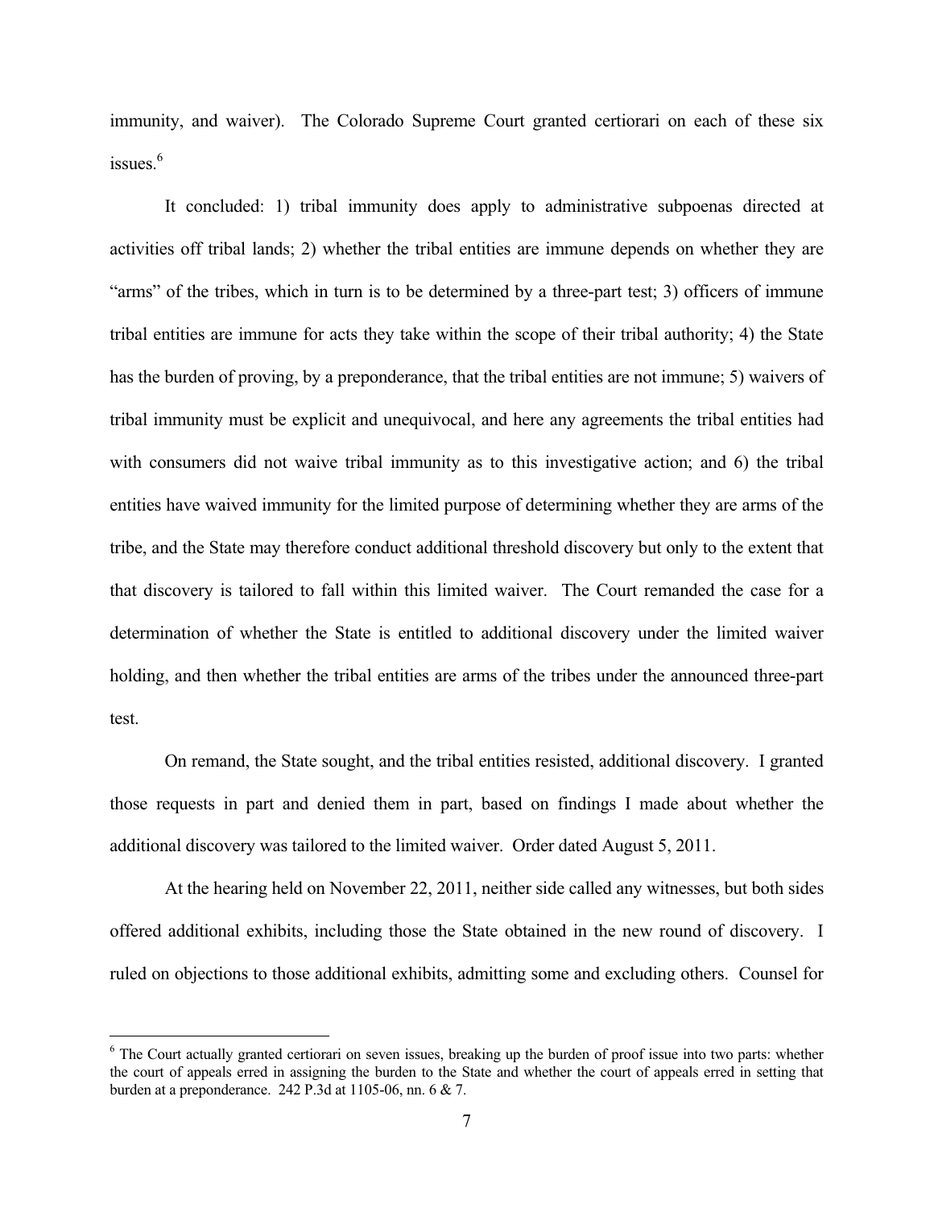immunity, and waiver). The Colorado Supreme Court granted certiorari on each of these six issues.[6]

It concluded: 1) tribal immunity does apply to administrative subpoenas directed at activities off tribal lands; 2) whether the tribal entities are immune depends on whether they are "arms" of the tribes, which in turn is to be determined by a three-part test; 3) officers of immune tribal entities are immune for acts they take within the scope of their tribal authority; 4) the State has the burden of proving, by a preponderance, that the tribal entities are not immune; 5) waivers of tribal immunity must be explicit and unequivocal, and here any agreements the tribal entities had with consumers did not waive tribal immunity as to this investigative action; and 6) the tribal entities have waived immunity for the limited purpose of determining whether they are arms of the tribe, and the State may therefore conduct additional threshold discovery but only to the extent that that discovery is tailored to fall within this limited waiver. The Court remanded the case for a determination of whether the State is entitled to additional discovery under the limited waiver holding, and then whether the tribal entities are arms of the tribes under the announced three-part test.

On remand, the State sought, and the tribal entities resisted, additional discovery. I granted those requests in part and denied them in part, based on findings I made about whether the additional discovery was tailored to the limited waiver. Order dated August 5, 2011.

At the hearing held on November 22, 2011, neither side called any witnesses, but both sides offered additional exhibits, including those the State obtained in the new round of discovery. I ruled on objections to those additional exhibits, admitting some and excluding others. Counsel for

[6] The Court actually granted certiorari on seven issues, breaking up the burden of proof issue into two parts: whether the court of appeals erred in assigning the burden to the State and whether the court of appeals erred in setting that burden at a preponderance. 242 P.3d at 1105-06, nn. 6 & 7.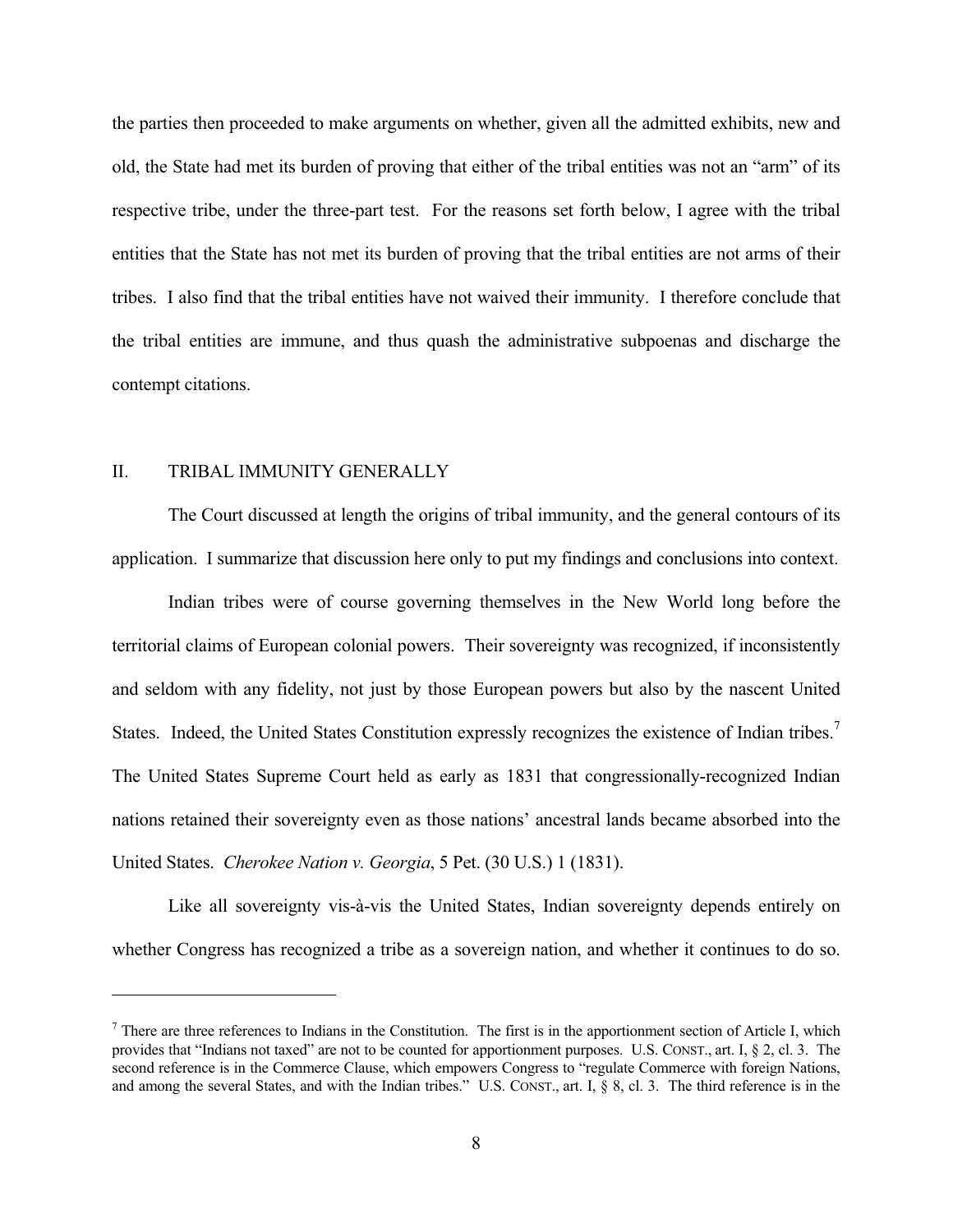the parties then proceeded to make arguments on whether, given all the admitted exhibits, new and old, the State had met its burden of proving that either of the tribal entities was not an "arm" of its respective tribe, under the three-part test. For the reasons set forth below, I agree with the tribal entities that the State has not met its burden of proving that the tribal entities are not arms of their tribes. I also find that the tribal entities have not waived their immunity. I therefore conclude that the tribal entities are immune, and thus quash the administrative subpoenas and discharge the contempt citations.

## II. TRIBAL IMMUNITY GENERALLY

The Court discussed at length the origins of tribal immunity, and the general contours of its application. I summarize that discussion here only to put my findings and conclusions into context.

Indian tribes were of course governing themselves in the New World long before the territorial claims of European colonial powers. Their sovereignty was recognized, if inconsistently and seldom with any fidelity, not just by those European powers but also by the nascent United States. Indeed, the United States Constitution expressly recognizes the existence of Indian tribes.[7] The United States Supreme Court held as early as 1831 that congressionally-recognized Indian nations retained their sovereignty even as those nations' ancestral lands became absorbed into the United States. *Cherokee Nation v. Georgia*, 5 Pet. (30 U.S.) 1 (1831).

Like all sovereignty vis-à-vis the United States, Indian sovereignty depends entirely on whether Congress has recognized a tribe as a sovereign nation, and whether it continues to do so.

---

[7] There are three references to Indians in the Constitution. The first is in the apportionment section of Article I, which provides that "Indians not taxed" are not to be counted for apportionment purposes. U.S. CONST., art. I, § 2, cl. 3. The second reference is in the Commerce Clause, which empowers Congress to "regulate Commerce with foreign Nations, and among the several States, and with the Indian tribes." U.S. CONST., art. I, § 8, cl. 3. The third reference is in the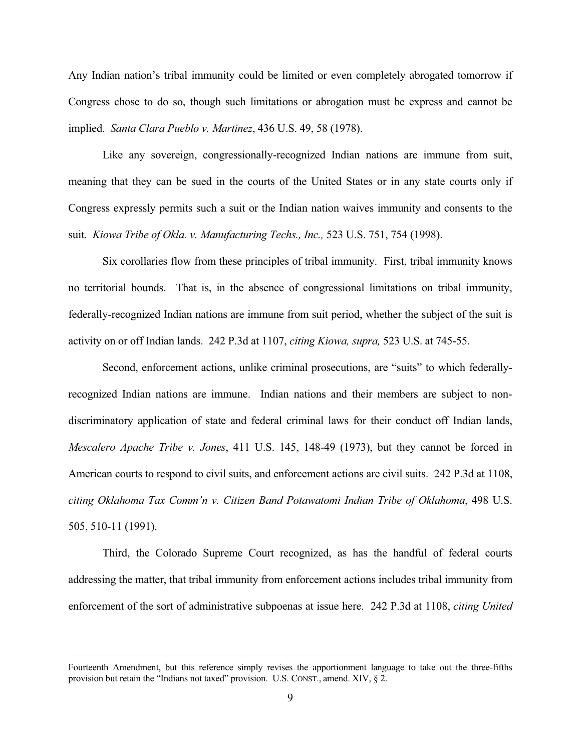Any Indian nation's tribal immunity could be limited or even completely abrogated tomorrow if Congress chose to do so, though such limitations or abrogation must be express and cannot be implied. *Santa Clara Pueblo v. Martinez*, 436 U.S. 49, 58 (1978).

Like any sovereign, congressionally-recognized Indian nations are immune from suit, meaning that they can be sued in the courts of the United States or in any state courts only if Congress expressly permits such a suit or the Indian nation waives immunity and consents to the suit. *Kiowa Tribe of Okla. v. Manufacturing Techs., Inc.,* 523 U.S. 751, 754 (1998).

Six corollaries flow from these principles of tribal immunity. First, tribal immunity knows no territorial bounds. That is, in the absence of congressional limitations on tribal immunity, federally-recognized Indian nations are immune from suit period, whether the subject of the suit is activity on or off Indian lands. 242 P.3d at 1107, *citing Kiowa, supra,* 523 U.S. at 745-55.

Second, enforcement actions, unlike criminal prosecutions, are "suits" to which federally-recognized Indian nations are immune. Indian nations and their members are subject to non-discriminatory application of state and federal criminal laws for their conduct off Indian lands, *Mescalero Apache Tribe v. Jones*, 411 U.S. 145, 148-49 (1973), but they cannot be forced in American courts to respond to civil suits, and enforcement actions are civil suits. 242 P.3d at 1108, *citing Oklahoma Tax Comm'n v. Citizen Band Potawatomi Indian Tribe of Oklahoma*, 498 U.S. 505, 510-11 (1991).

Third, the Colorado Supreme Court recognized, as has the handful of federal courts addressing the matter, that tribal immunity from enforcement actions includes tribal immunity from enforcement of the sort of administrative subpoenas at issue here. 242 P.3d at 1108, *citing United*

---

Fourteenth Amendment, but this reference simply revises the apportionment language to take out the three-fifths provision but retain the "Indians not taxed" provision. U.S. CONST., amend. XIV, § 2.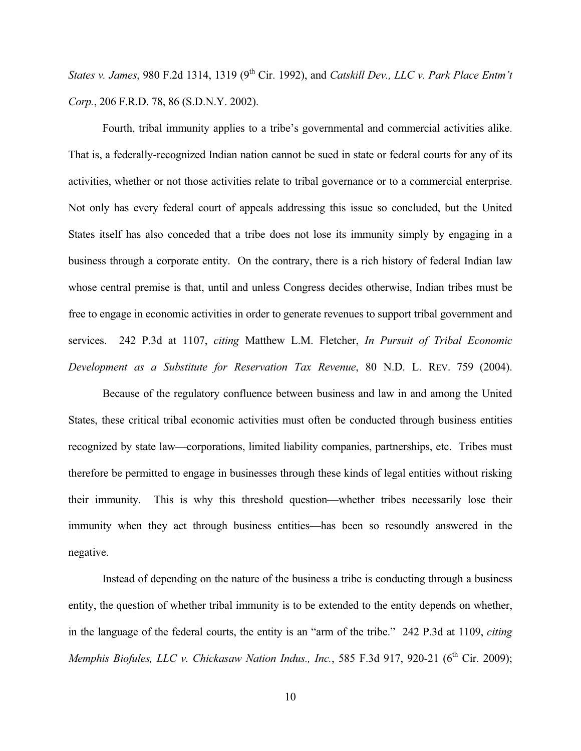*States v. James*, 980 F.2d 1314, 1319 (9th Cir. 1992), and *Catskill Dev., LLC v. Park Place Entm't Corp.*, 206 F.R.D. 78, 86 (S.D.N.Y. 2002).

Fourth, tribal immunity applies to a tribe's governmental and commercial activities alike. That is, a federally-recognized Indian nation cannot be sued in state or federal courts for any of its activities, whether or not those activities relate to tribal governance or to a commercial enterprise. Not only has every federal court of appeals addressing this issue so concluded, but the United States itself has also conceded that a tribe does not lose its immunity simply by engaging in a business through a corporate entity. On the contrary, there is a rich history of federal Indian law whose central premise is that, until and unless Congress decides otherwise, Indian tribes must be free to engage in economic activities in order to generate revenues to support tribal government and services. 242 P.3d at 1107, *citing* Matthew L.M. Fletcher, *In Pursuit of Tribal Economic Development as a Substitute for Reservation Tax Revenue*, 80 N.D. L. REV. 759 (2004).

Because of the regulatory confluence between business and law in and among the United States, these critical tribal economic activities must often be conducted through business entities recognized by state law—corporations, limited liability companies, partnerships, etc. Tribes must therefore be permitted to engage in businesses through these kinds of legal entities without risking their immunity. This is why this threshold question—whether tribes necessarily lose their immunity when they act through business entities—has been so resoundly answered in the negative.

Instead of depending on the nature of the business a tribe is conducting through a business entity, the question of whether tribal immunity is to be extended to the entity depends on whether, in the language of the federal courts, the entity is an "arm of the tribe." 242 P.3d at 1109, *citing Memphis Biofules, LLC v. Chickasaw Nation Indus., Inc.*, 585 F.3d 917, 920-21 (6th Cir. 2009);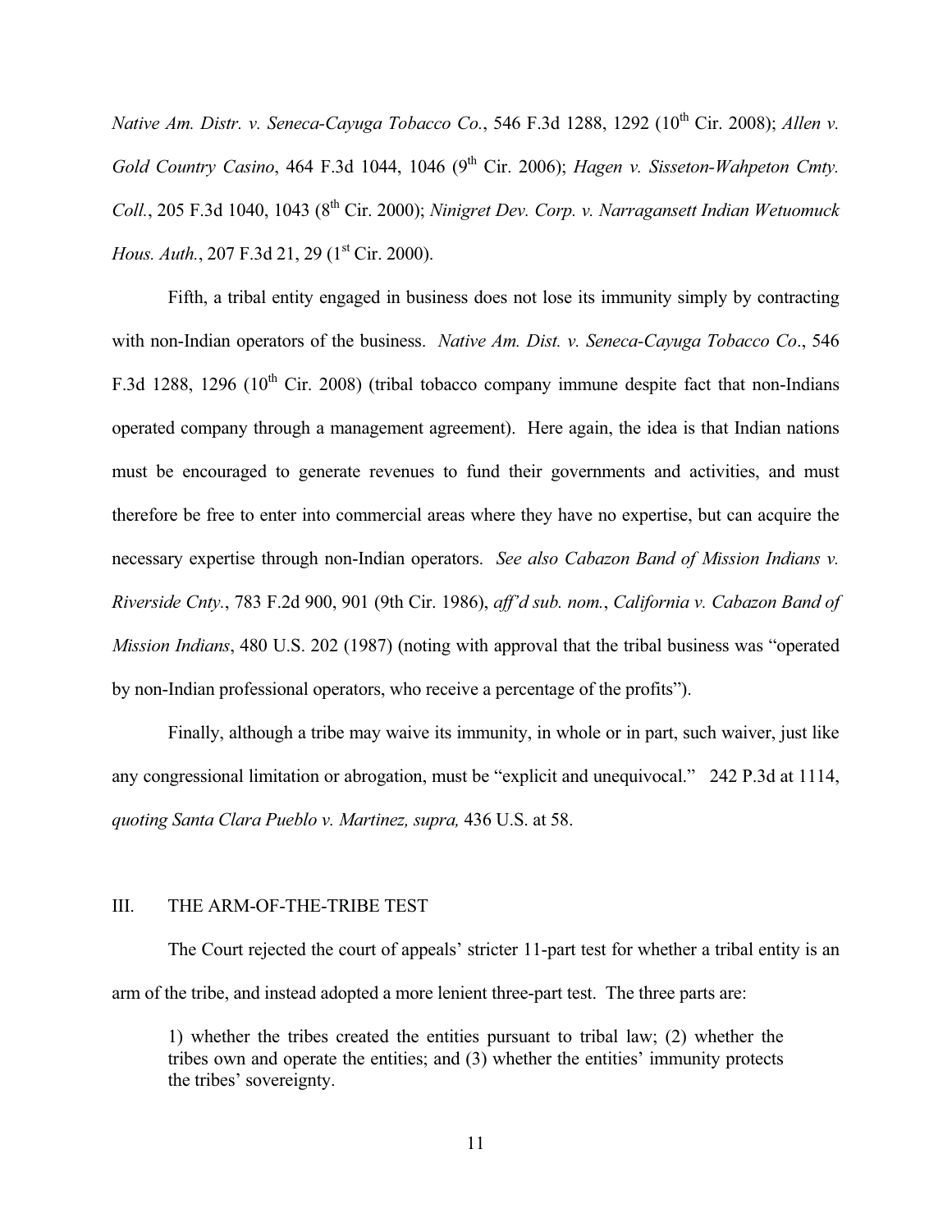*Native Am. Distr. v. Seneca-Cayuga Tobacco Co.*, 546 F.3d 1288, 1292 (10th Cir. 2008); *Allen v. Gold Country Casino*, 464 F.3d 1044, 1046 (9th Cir. 2006); *Hagen v. Sisseton-Wahpeton Cmty. Coll.*, 205 F.3d 1040, 1043 (8th Cir. 2000); *Ninigret Dev. Corp. v. Narragansett Indian Wetuomuck Hous. Auth.*, 207 F.3d 21, 29 (1st Cir. 2000).

Fifth, a tribal entity engaged in business does not lose its immunity simply by contracting with non-Indian operators of the business. *Native Am. Dist. v. Seneca-Cayuga Tobacco Co*., 546 F.3d 1288, 1296 (10th Cir. 2008) (tribal tobacco company immune despite fact that non-Indians operated company through a management agreement). Here again, the idea is that Indian nations must be encouraged to generate revenues to fund their governments and activities, and must therefore be free to enter into commercial areas where they have no expertise, but can acquire the necessary expertise through non-Indian operators. *See also Cabazon Band of Mission Indians v. Riverside Cnty.*, 783 F.2d 900, 901 (9th Cir. 1986), *aff'd sub. nom.*, *California v. Cabazon Band of Mission Indians*, 480 U.S. 202 (1987) (noting with approval that the tribal business was "operated by non-Indian professional operators, who receive a percentage of the profits").

Finally, although a tribe may waive its immunity, in whole or in part, such waiver, just like any congressional limitation or abrogation, must be "explicit and unequivocal." 242 P.3d at 1114, *quoting Santa Clara Pueblo v. Martinez, supra,* 436 U.S. at 58.

## III. THE ARM-OF-THE-TRIBE TEST

The Court rejected the court of appeals' stricter 11-part test for whether a tribal entity is an arm of the tribe, and instead adopted a more lenient three-part test. The three parts are:

> 1) whether the tribes created the entities pursuant to tribal law; (2) whether the tribes own and operate the entities; and (3) whether the entities' immunity protects the tribes' sovereignty.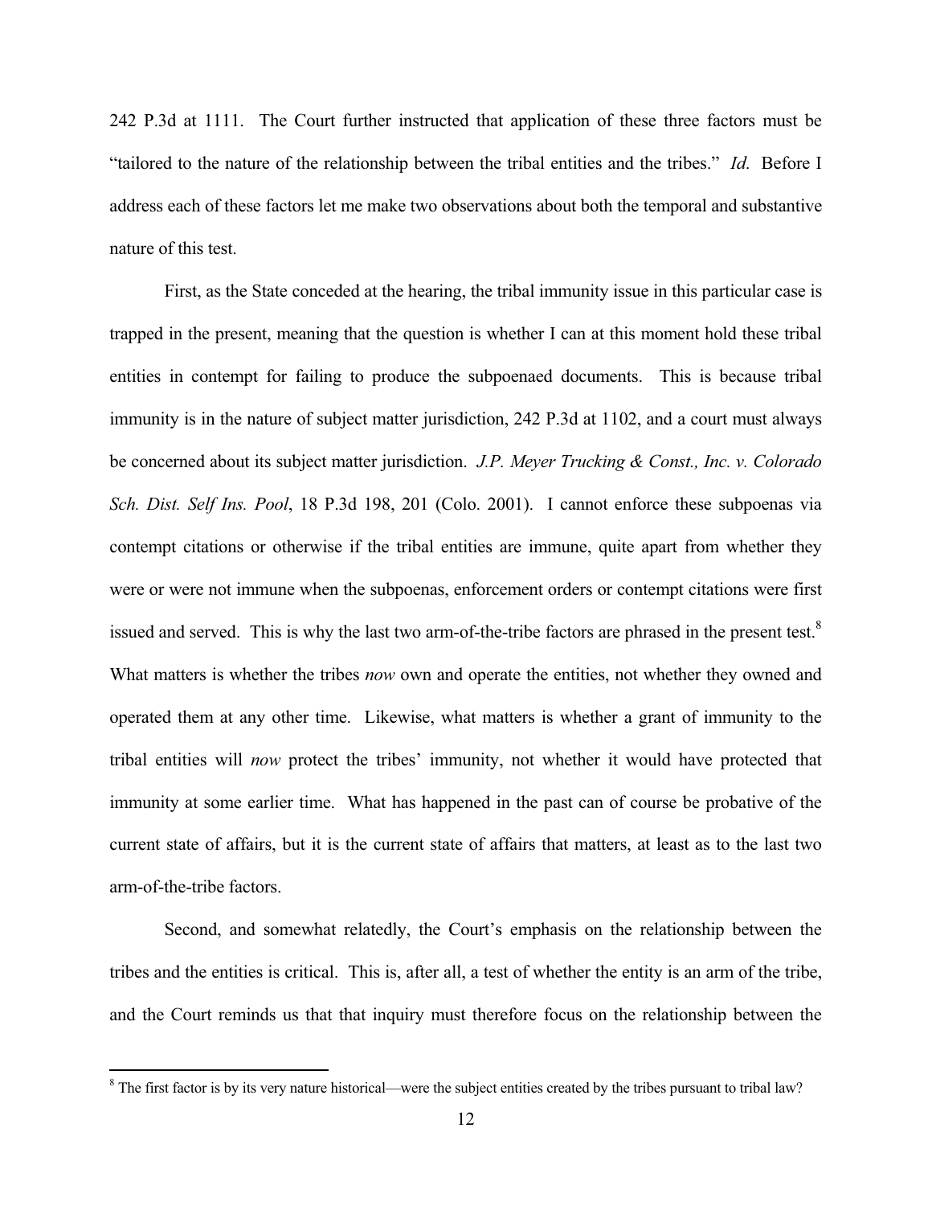242 P.3d at 1111. The Court further instructed that application of these three factors must be "tailored to the nature of the relationship between the tribal entities and the tribes." *Id.* Before I address each of these factors let me make two observations about both the temporal and substantive nature of this test.

First, as the State conceded at the hearing, the tribal immunity issue in this particular case is trapped in the present, meaning that the question is whether I can at this moment hold these tribal entities in contempt for failing to produce the subpoenaed documents. This is because tribal immunity is in the nature of subject matter jurisdiction, 242 P.3d at 1102, and a court must always be concerned about its subject matter jurisdiction. *J.P. Meyer Trucking & Const., Inc. v. Colorado Sch. Dist. Self Ins. Pool*, 18 P.3d 198, 201 (Colo. 2001). I cannot enforce these subpoenas via contempt citations or otherwise if the tribal entities are immune, quite apart from whether they were or were not immune when the subpoenas, enforcement orders or contempt citations were first issued and served. This is why the last two arm-of-the-tribe factors are phrased in the present test.[8] What matters is whether the tribes *now* own and operate the entities, not whether they owned and operated them at any other time. Likewise, what matters is whether a grant of immunity to the tribal entities will *now* protect the tribes' immunity, not whether it would have protected that immunity at some earlier time. What has happened in the past can of course be probative of the current state of affairs, but it is the current state of affairs that matters, at least as to the last two arm-of-the-tribe factors.

Second, and somewhat relatedly, the Court's emphasis on the relationship between the tribes and the entities is critical. This is, after all, a test of whether the entity is an arm of the tribe, and the Court reminds us that that inquiry must therefore focus on the relationship between the

[8] The first factor is by its very nature historical—were the subject entities created by the tribes pursuant to tribal law?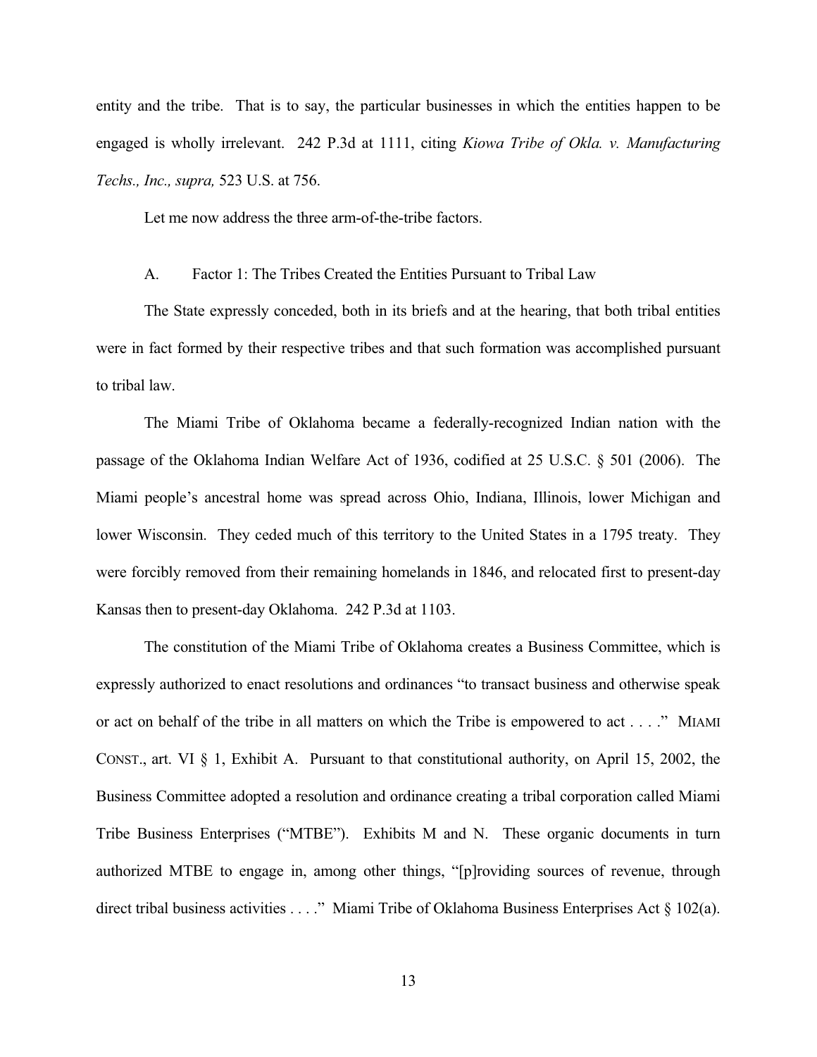entity and the tribe. That is to say, the particular businesses in which the entities happen to be engaged is wholly irrelevant. 242 P.3d at 1111, citing *Kiowa Tribe of Okla. v. Manufacturing Techs., Inc., supra,* 523 U.S. at 756.

Let me now address the three arm-of-the-tribe factors.

A. Factor 1: The Tribes Created the Entities Pursuant to Tribal Law

The State expressly conceded, both in its briefs and at the hearing, that both tribal entities were in fact formed by their respective tribes and that such formation was accomplished pursuant to tribal law.

The Miami Tribe of Oklahoma became a federally-recognized Indian nation with the passage of the Oklahoma Indian Welfare Act of 1936, codified at 25 U.S.C. § 501 (2006). The Miami people's ancestral home was spread across Ohio, Indiana, Illinois, lower Michigan and lower Wisconsin. They ceded much of this territory to the United States in a 1795 treaty. They were forcibly removed from their remaining homelands in 1846, and relocated first to present-day Kansas then to present-day Oklahoma. 242 P.3d at 1103.

The constitution of the Miami Tribe of Oklahoma creates a Business Committee, which is expressly authorized to enact resolutions and ordinances "to transact business and otherwise speak or act on behalf of the tribe in all matters on which the Tribe is empowered to act . . . ." MIAMI CONST., art. VI § 1, Exhibit A. Pursuant to that constitutional authority, on April 15, 2002, the Business Committee adopted a resolution and ordinance creating a tribal corporation called Miami Tribe Business Enterprises ("MTBE"). Exhibits M and N. These organic documents in turn authorized MTBE to engage in, among other things, "[p]roviding sources of revenue, through direct tribal business activities . . . ." Miami Tribe of Oklahoma Business Enterprises Act § 102(a).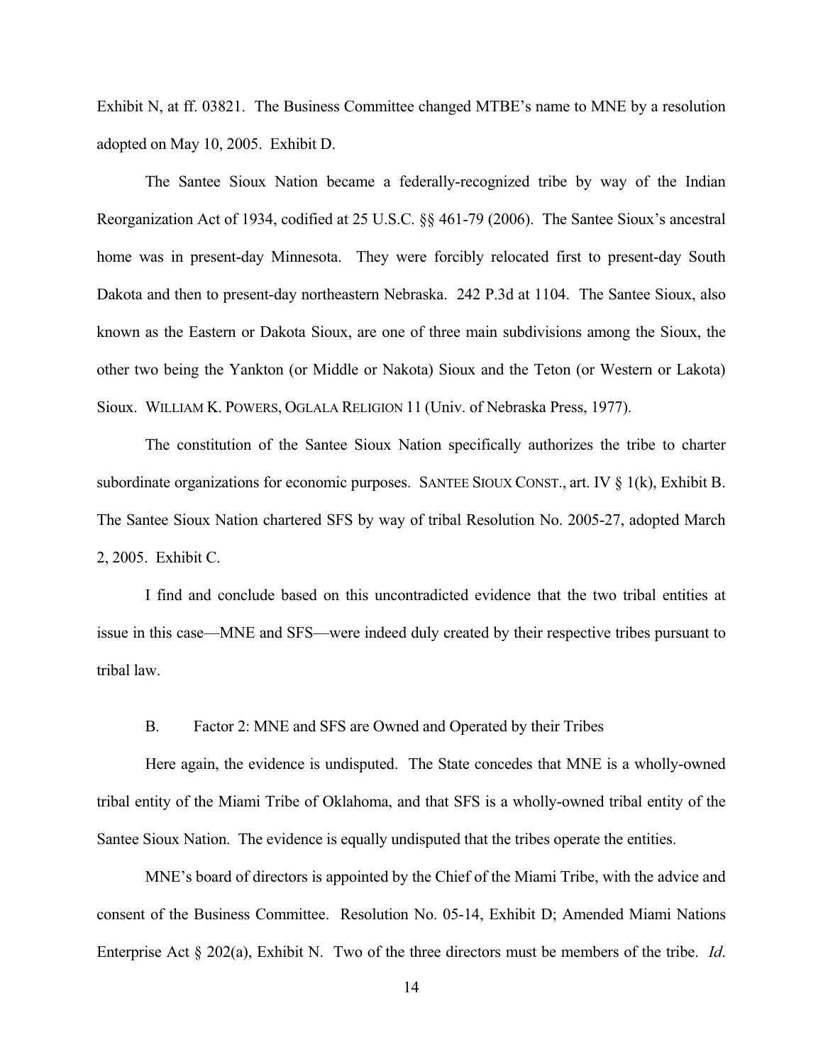Exhibit N, at ff. 03821. The Business Committee changed MTBE's name to MNE by a resolution adopted on May 10, 2005. Exhibit D.

The Santee Sioux Nation became a federally-recognized tribe by way of the Indian Reorganization Act of 1934, codified at 25 U.S.C. §§ 461-79 (2006). The Santee Sioux's ancestral home was in present-day Minnesota. They were forcibly relocated first to present-day South Dakota and then to present-day northeastern Nebraska. 242 P.3d at 1104. The Santee Sioux, also known as the Eastern or Dakota Sioux, are one of three main subdivisions among the Sioux, the other two being the Yankton (or Middle or Nakota) Sioux and the Teton (or Western or Lakota) Sioux. WILLIAM K. POWERS, OGLALA RELIGION 11 (Univ. of Nebraska Press, 1977).

The constitution of the Santee Sioux Nation specifically authorizes the tribe to charter subordinate organizations for economic purposes. SANTEE SIOUX CONST., art. IV § 1(k), Exhibit B. The Santee Sioux Nation chartered SFS by way of tribal Resolution No. 2005-27, adopted March 2, 2005. Exhibit C.

I find and conclude based on this uncontradicted evidence that the two tribal entities at issue in this case—MNE and SFS—were indeed duly created by their respective tribes pursuant to tribal law.

B. Factor 2: MNE and SFS are Owned and Operated by their Tribes

Here again, the evidence is undisputed. The State concedes that MNE is a wholly-owned tribal entity of the Miami Tribe of Oklahoma, and that SFS is a wholly-owned tribal entity of the Santee Sioux Nation. The evidence is equally undisputed that the tribes operate the entities.

MNE's board of directors is appointed by the Chief of the Miami Tribe, with the advice and consent of the Business Committee. Resolution No. 05-14, Exhibit D; Amended Miami Nations Enterprise Act § 202(a), Exhibit N. Two of the three directors must be members of the tribe. *Id.*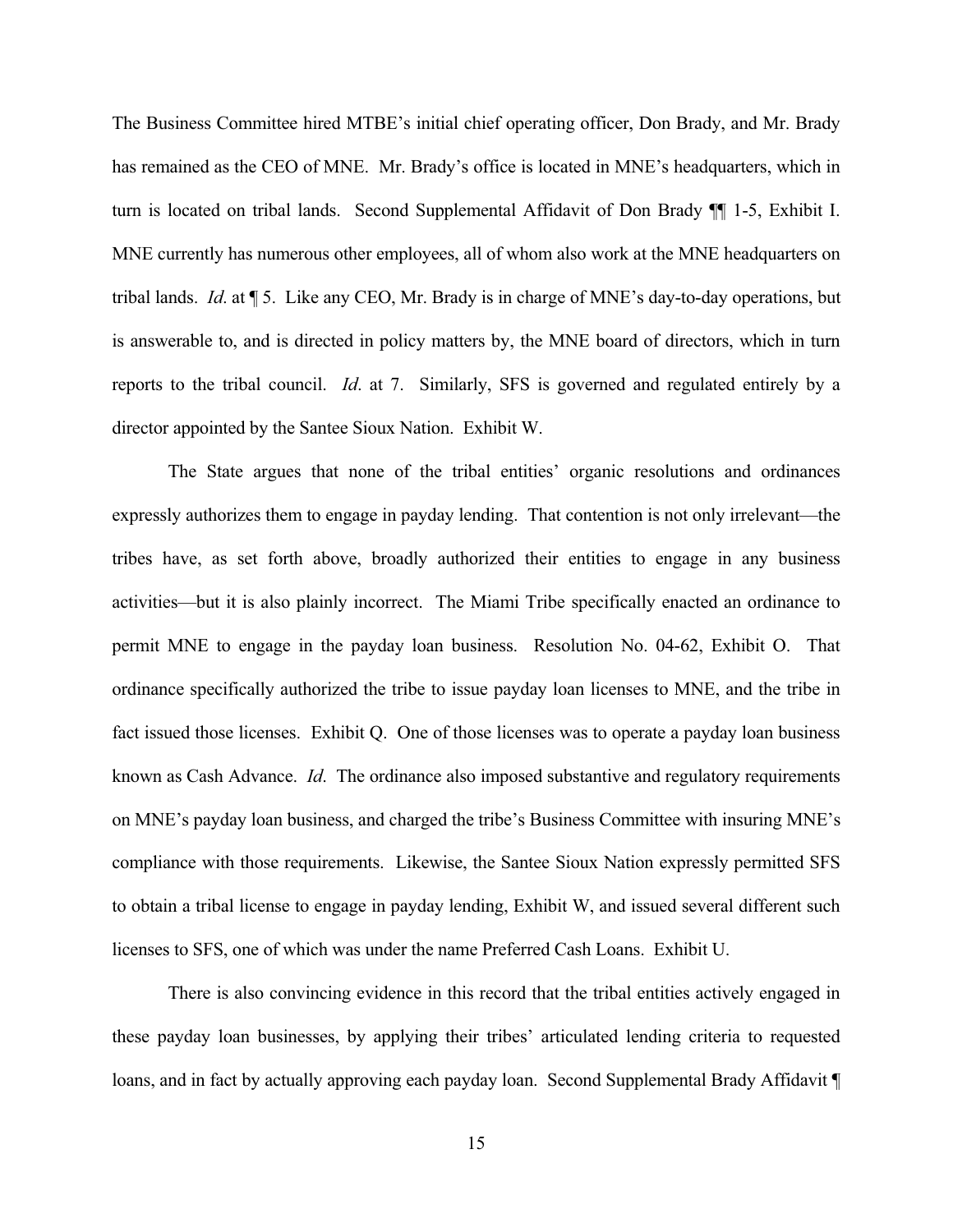The Business Committee hired MTBE's initial chief operating officer, Don Brady, and Mr. Brady has remained as the CEO of MNE. Mr. Brady's office is located in MNE's headquarters, which in turn is located on tribal lands. Second Supplemental Affidavit of Don Brady ¶¶ 1-5, Exhibit I. MNE currently has numerous other employees, all of whom also work at the MNE headquarters on tribal lands. *Id*. at ¶ 5. Like any CEO, Mr. Brady is in charge of MNE's day-to-day operations, but is answerable to, and is directed in policy matters by, the MNE board of directors, which in turn reports to the tribal council. *Id*. at 7. Similarly, SFS is governed and regulated entirely by a director appointed by the Santee Sioux Nation. Exhibit W.

The State argues that none of the tribal entities' organic resolutions and ordinances expressly authorizes them to engage in payday lending. That contention is not only irrelevant—the tribes have, as set forth above, broadly authorized their entities to engage in any business activities—but it is also plainly incorrect. The Miami Tribe specifically enacted an ordinance to permit MNE to engage in the payday loan business. Resolution No. 04-62, Exhibit O. That ordinance specifically authorized the tribe to issue payday loan licenses to MNE, and the tribe in fact issued those licenses. Exhibit Q. One of those licenses was to operate a payday loan business known as Cash Advance. *Id*. The ordinance also imposed substantive and regulatory requirements on MNE's payday loan business, and charged the tribe's Business Committee with insuring MNE's compliance with those requirements. Likewise, the Santee Sioux Nation expressly permitted SFS to obtain a tribal license to engage in payday lending, Exhibit W, and issued several different such licenses to SFS, one of which was under the name Preferred Cash Loans. Exhibit U.

There is also convincing evidence in this record that the tribal entities actively engaged in these payday loan businesses, by applying their tribes' articulated lending criteria to requested loans, and in fact by actually approving each payday loan. Second Supplemental Brady Affidavit ¶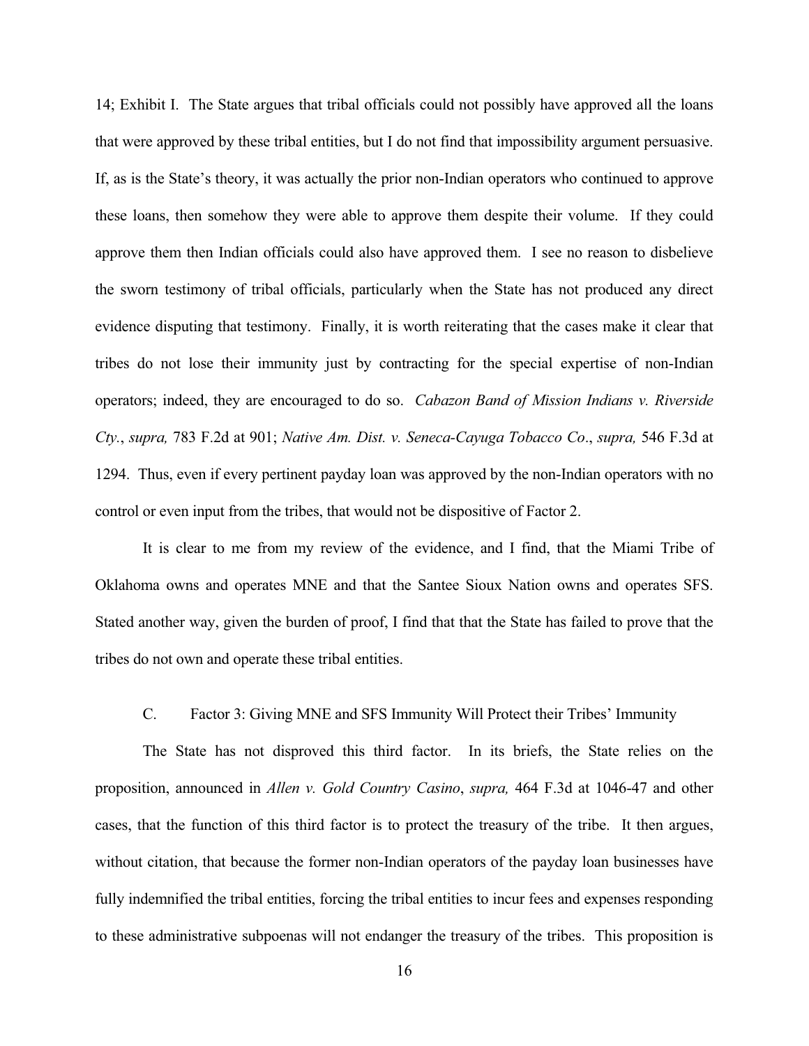14; Exhibit I. The State argues that tribal officials could not possibly have approved all the loans that were approved by these tribal entities, but I do not find that impossibility argument persuasive. If, as is the State's theory, it was actually the prior non-Indian operators who continued to approve these loans, then somehow they were able to approve them despite their volume. If they could approve them then Indian officials could also have approved them. I see no reason to disbelieve the sworn testimony of tribal officials, particularly when the State has not produced any direct evidence disputing that testimony. Finally, it is worth reiterating that the cases make it clear that tribes do not lose their immunity just by contracting for the special expertise of non-Indian operators; indeed, they are encouraged to do so. *Cabazon Band of Mission Indians v. Riverside Cty.*, *supra,* 783 F.2d at 901; *Native Am. Dist. v. Seneca-Cayuga Tobacco Co*., *supra,* 546 F.3d at 1294. Thus, even if every pertinent payday loan was approved by the non-Indian operators with no control or even input from the tribes, that would not be dispositive of Factor 2.

It is clear to me from my review of the evidence, and I find, that the Miami Tribe of Oklahoma owns and operates MNE and that the Santee Sioux Nation owns and operates SFS. Stated another way, given the burden of proof, I find that that the State has failed to prove that the tribes do not own and operate these tribal entities.

C. Factor 3: Giving MNE and SFS Immunity Will Protect their Tribes' Immunity

The State has not disproved this third factor. In its briefs, the State relies on the proposition, announced in *Allen v. Gold Country Casino*, *supra,* 464 F.3d at 1046-47 and other cases, that the function of this third factor is to protect the treasury of the tribe. It then argues, without citation, that because the former non-Indian operators of the payday loan businesses have fully indemnified the tribal entities, forcing the tribal entities to incur fees and expenses responding to these administrative subpoenas will not endanger the treasury of the tribes. This proposition is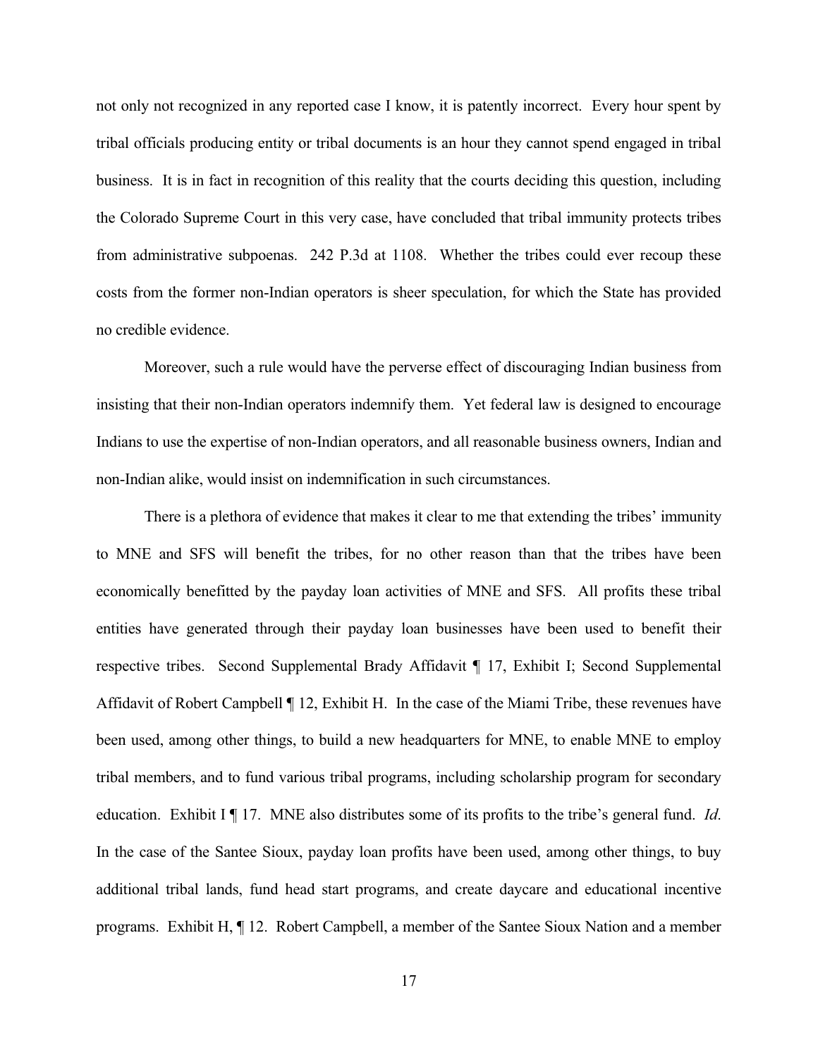not only not recognized in any reported case I know, it is patently incorrect. Every hour spent by tribal officials producing entity or tribal documents is an hour they cannot spend engaged in tribal business. It is in fact in recognition of this reality that the courts deciding this question, including the Colorado Supreme Court in this very case, have concluded that tribal immunity protects tribes from administrative subpoenas. 242 P.3d at 1108. Whether the tribes could ever recoup these costs from the former non-Indian operators is sheer speculation, for which the State has provided no credible evidence.

Moreover, such a rule would have the perverse effect of discouraging Indian business from insisting that their non-Indian operators indemnify them. Yet federal law is designed to encourage Indians to use the expertise of non-Indian operators, and all reasonable business owners, Indian and non-Indian alike, would insist on indemnification in such circumstances.

There is a plethora of evidence that makes it clear to me that extending the tribes' immunity to MNE and SFS will benefit the tribes, for no other reason than that the tribes have been economically benefitted by the payday loan activities of MNE and SFS. All profits these tribal entities have generated through their payday loan businesses have been used to benefit their respective tribes. Second Supplemental Brady Affidavit ¶ 17, Exhibit I; Second Supplemental Affidavit of Robert Campbell ¶ 12, Exhibit H. In the case of the Miami Tribe, these revenues have been used, among other things, to build a new headquarters for MNE, to enable MNE to employ tribal members, and to fund various tribal programs, including scholarship program for secondary education. Exhibit I ¶ 17. MNE also distributes some of its profits to the tribe's general fund. *Id*. In the case of the Santee Sioux, payday loan profits have been used, among other things, to buy additional tribal lands, fund head start programs, and create daycare and educational incentive programs. Exhibit H, ¶ 12. Robert Campbell, a member of the Santee Sioux Nation and a member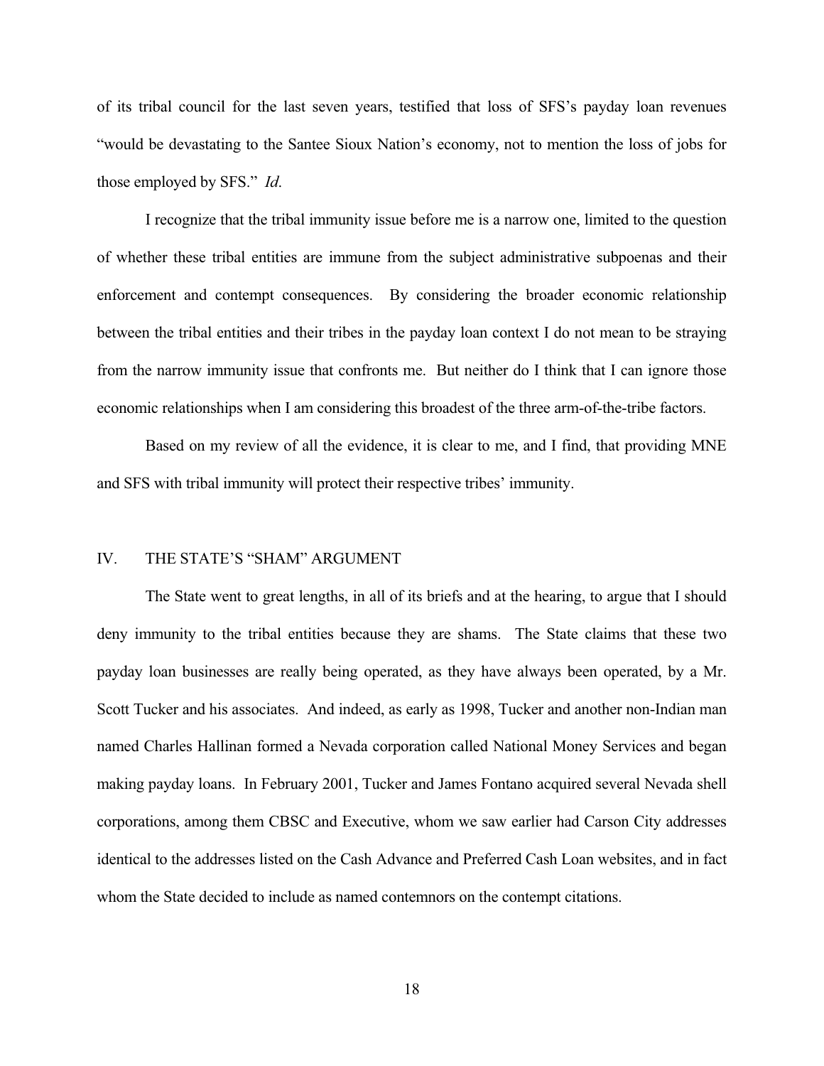of its tribal council for the last seven years, testified that loss of SFS's payday loan revenues "would be devastating to the Santee Sioux Nation's economy, not to mention the loss of jobs for those employed by SFS." *Id*.

I recognize that the tribal immunity issue before me is a narrow one, limited to the question of whether these tribal entities are immune from the subject administrative subpoenas and their enforcement and contempt consequences. By considering the broader economic relationship between the tribal entities and their tribes in the payday loan context I do not mean to be straying from the narrow immunity issue that confronts me. But neither do I think that I can ignore those economic relationships when I am considering this broadest of the three arm-of-the-tribe factors.

Based on my review of all the evidence, it is clear to me, and I find, that providing MNE and SFS with tribal immunity will protect their respective tribes' immunity.

## IV. THE STATE'S "SHAM" ARGUMENT

The State went to great lengths, in all of its briefs and at the hearing, to argue that I should deny immunity to the tribal entities because they are shams. The State claims that these two payday loan businesses are really being operated, as they have always been operated, by a Mr. Scott Tucker and his associates. And indeed, as early as 1998, Tucker and another non-Indian man named Charles Hallinan formed a Nevada corporation called National Money Services and began making payday loans. In February 2001, Tucker and James Fontano acquired several Nevada shell corporations, among them CBSC and Executive, whom we saw earlier had Carson City addresses identical to the addresses listed on the Cash Advance and Preferred Cash Loan websites, and in fact whom the State decided to include as named contemnors on the contempt citations.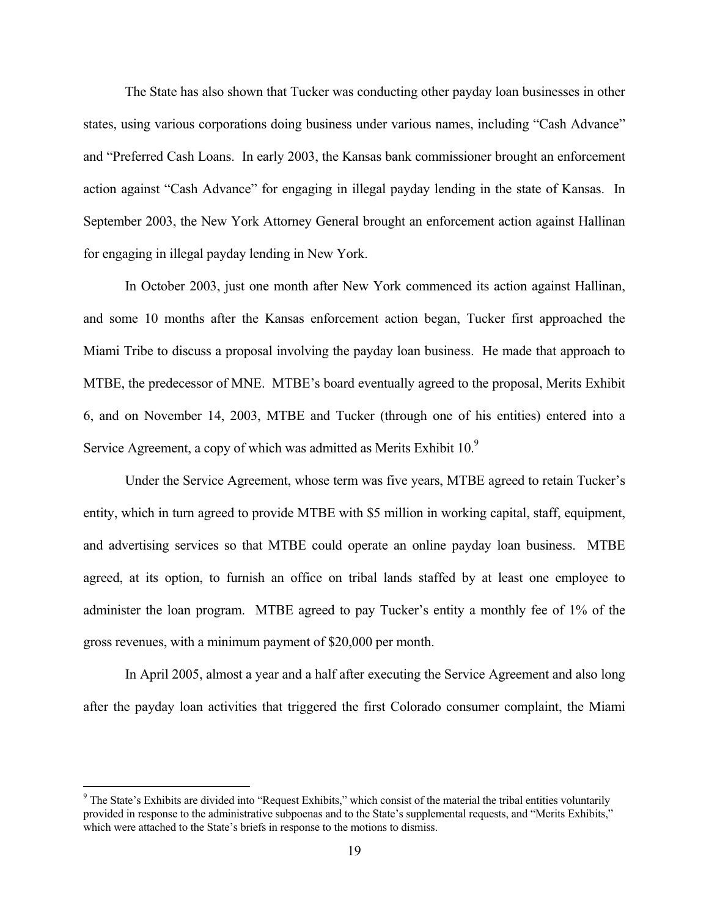The State has also shown that Tucker was conducting other payday loan businesses in other states, using various corporations doing business under various names, including "Cash Advance" and "Preferred Cash Loans. In early 2003, the Kansas bank commissioner brought an enforcement action against "Cash Advance" for engaging in illegal payday lending in the state of Kansas. In September 2003, the New York Attorney General brought an enforcement action against Hallinan for engaging in illegal payday lending in New York.

In October 2003, just one month after New York commenced its action against Hallinan, and some 10 months after the Kansas enforcement action began, Tucker first approached the Miami Tribe to discuss a proposal involving the payday loan business. He made that approach to MTBE, the predecessor of MNE. MTBE's board eventually agreed to the proposal, Merits Exhibit 6, and on November 14, 2003, MTBE and Tucker (through one of his entities) entered into a Service Agreement, a copy of which was admitted as Merits Exhibit 10.[9]

Under the Service Agreement, whose term was five years, MTBE agreed to retain Tucker's entity, which in turn agreed to provide MTBE with \$5 million in working capital, staff, equipment, and advertising services so that MTBE could operate an online payday loan business. MTBE agreed, at its option, to furnish an office on tribal lands staffed by at least one employee to administer the loan program. MTBE agreed to pay Tucker's entity a monthly fee of 1% of the gross revenues, with a minimum payment of \$20,000 per month.

In April 2005, almost a year and a half after executing the Service Agreement and also long after the payday loan activities that triggered the first Colorado consumer complaint, the Miami

[9] The State's Exhibits are divided into "Request Exhibits," which consist of the material the tribal entities voluntarily provided in response to the administrative subpoenas and to the State's supplemental requests, and "Merits Exhibits," which were attached to the State's briefs in response to the motions to dismiss.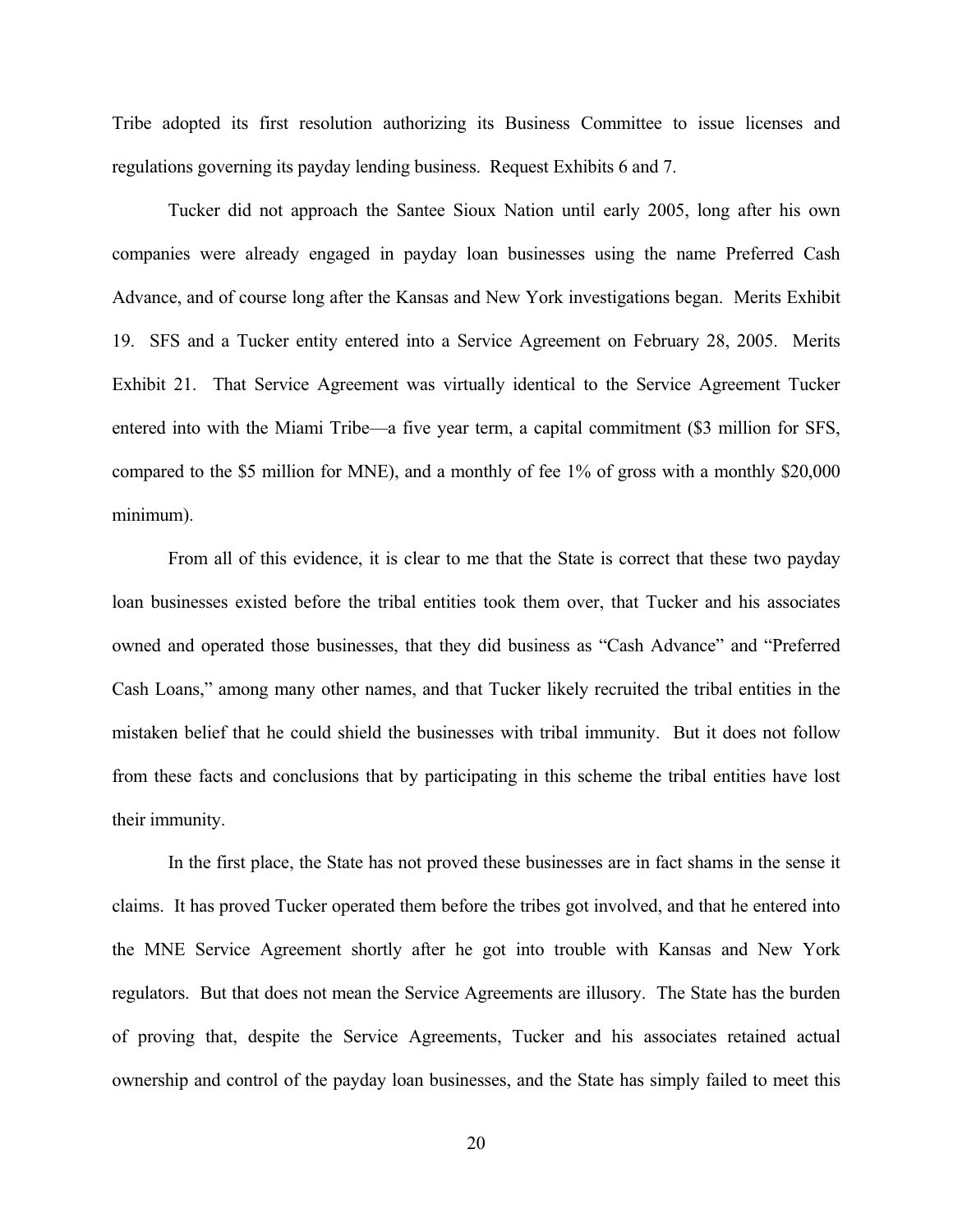Tribe adopted its first resolution authorizing its Business Committee to issue licenses and regulations governing its payday lending business. Request Exhibits 6 and 7.

Tucker did not approach the Santee Sioux Nation until early 2005, long after his own companies were already engaged in payday loan businesses using the name Preferred Cash Advance, and of course long after the Kansas and New York investigations began. Merits Exhibit 19. SFS and a Tucker entity entered into a Service Agreement on February 28, 2005. Merits Exhibit 21. That Service Agreement was virtually identical to the Service Agreement Tucker entered into with the Miami Tribe—a five year term, a capital commitment ($3 million for SFS, compared to the $5 million for MNE), and a monthly of fee 1% of gross with a monthly $20,000 minimum).

From all of this evidence, it is clear to me that the State is correct that these two payday loan businesses existed before the tribal entities took them over, that Tucker and his associates owned and operated those businesses, that they did business as "Cash Advance" and "Preferred Cash Loans," among many other names, and that Tucker likely recruited the tribal entities in the mistaken belief that he could shield the businesses with tribal immunity. But it does not follow from these facts and conclusions that by participating in this scheme the tribal entities have lost their immunity.

In the first place, the State has not proved these businesses are in fact shams in the sense it claims. It has proved Tucker operated them before the tribes got involved, and that he entered into the MNE Service Agreement shortly after he got into trouble with Kansas and New York regulators. But that does not mean the Service Agreements are illusory. The State has the burden of proving that, despite the Service Agreements, Tucker and his associates retained actual ownership and control of the payday loan businesses, and the State has simply failed to meet this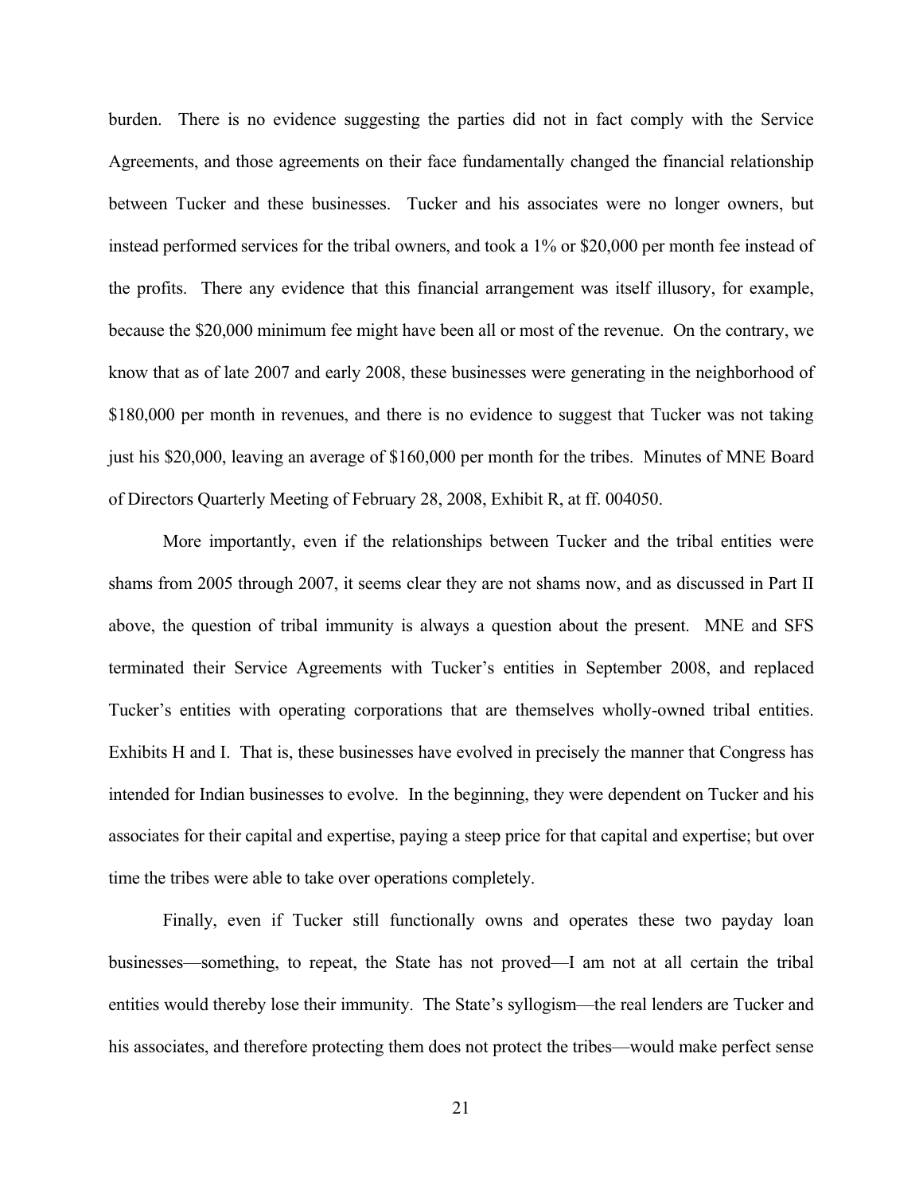burden. There is no evidence suggesting the parties did not in fact comply with the Service Agreements, and those agreements on their face fundamentally changed the financial relationship between Tucker and these businesses. Tucker and his associates were no longer owners, but instead performed services for the tribal owners, and took a 1% or $20,000 per month fee instead of the profits. There any evidence that this financial arrangement was itself illusory, for example, because the $20,000 minimum fee might have been all or most of the revenue. On the contrary, we know that as of late 2007 and early 2008, these businesses were generating in the neighborhood of $180,000 per month in revenues, and there is no evidence to suggest that Tucker was not taking just his $20,000, leaving an average of $160,000 per month for the tribes. Minutes of MNE Board of Directors Quarterly Meeting of February 28, 2008, Exhibit R, at ff. 004050.

More importantly, even if the relationships between Tucker and the tribal entities were shams from 2005 through 2007, it seems clear they are not shams now, and as discussed in Part II above, the question of tribal immunity is always a question about the present. MNE and SFS terminated their Service Agreements with Tucker's entities in September 2008, and replaced Tucker's entities with operating corporations that are themselves wholly-owned tribal entities. Exhibits H and I. That is, these businesses have evolved in precisely the manner that Congress has intended for Indian businesses to evolve. In the beginning, they were dependent on Tucker and his associates for their capital and expertise, paying a steep price for that capital and expertise; but over time the tribes were able to take over operations completely.

Finally, even if Tucker still functionally owns and operates these two payday loan businesses—something, to repeat, the State has not proved—I am not at all certain the tribal entities would thereby lose their immunity. The State's syllogism—the real lenders are Tucker and his associates, and therefore protecting them does not protect the tribes—would make perfect sense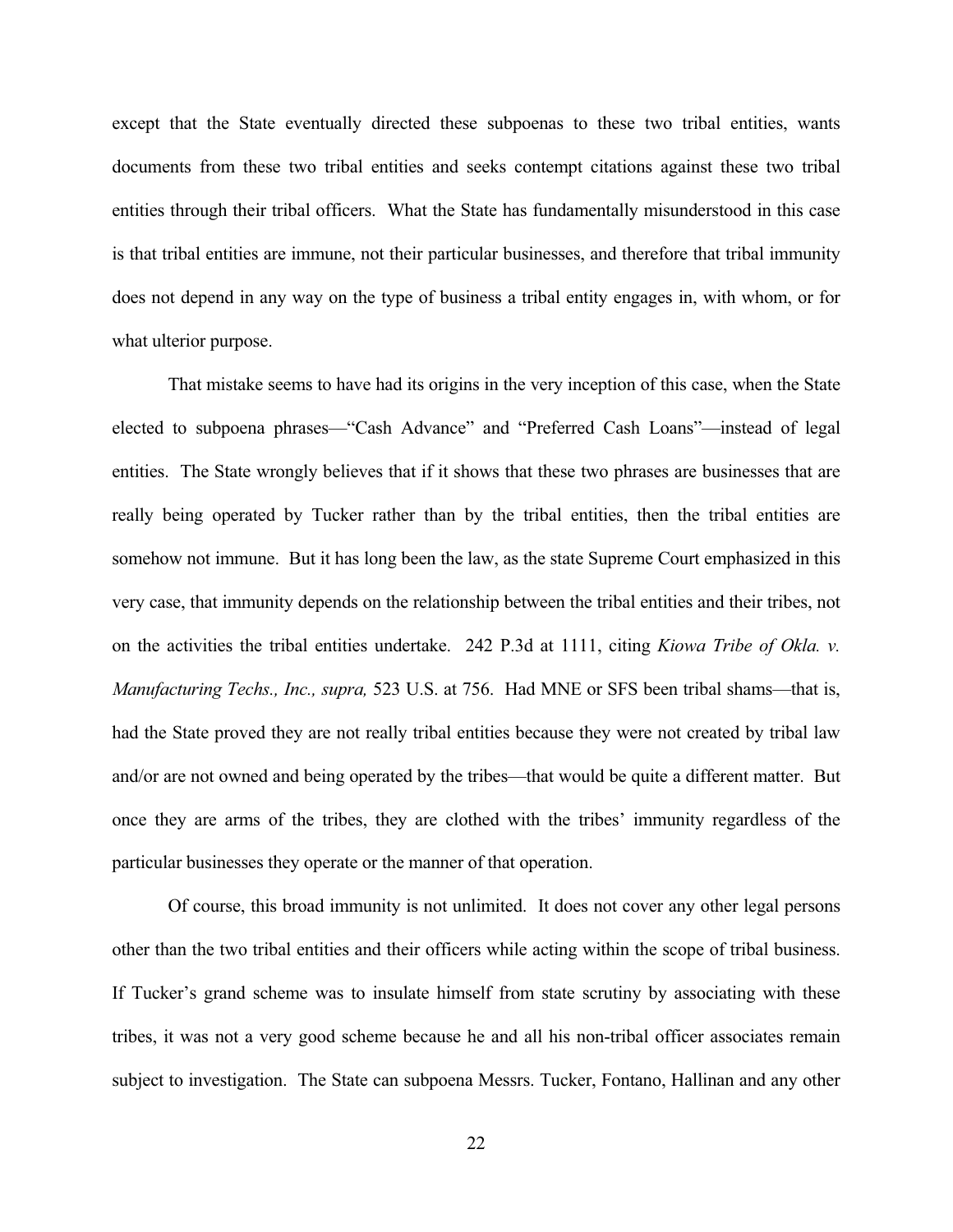except that the State eventually directed these subpoenas to these two tribal entities, wants documents from these two tribal entities and seeks contempt citations against these two tribal entities through their tribal officers. What the State has fundamentally misunderstood in this case is that tribal entities are immune, not their particular businesses, and therefore that tribal immunity does not depend in any way on the type of business a tribal entity engages in, with whom, or for what ulterior purpose.

That mistake seems to have had its origins in the very inception of this case, when the State elected to subpoena phrases—"Cash Advance" and "Preferred Cash Loans"—instead of legal entities. The State wrongly believes that if it shows that these two phrases are businesses that are really being operated by Tucker rather than by the tribal entities, then the tribal entities are somehow not immune. But it has long been the law, as the state Supreme Court emphasized in this very case, that immunity depends on the relationship between the tribal entities and their tribes, not on the activities the tribal entities undertake. 242 P.3d at 1111, citing *Kiowa Tribe of Okla. v. Manufacturing Techs., Inc., supra,* 523 U.S. at 756. Had MNE or SFS been tribal shams—that is, had the State proved they are not really tribal entities because they were not created by tribal law and/or are not owned and being operated by the tribes—that would be quite a different matter. But once they are arms of the tribes, they are clothed with the tribes' immunity regardless of the particular businesses they operate or the manner of that operation.

Of course, this broad immunity is not unlimited. It does not cover any other legal persons other than the two tribal entities and their officers while acting within the scope of tribal business. If Tucker's grand scheme was to insulate himself from state scrutiny by associating with these tribes, it was not a very good scheme because he and all his non-tribal officer associates remain subject to investigation. The State can subpoena Messrs. Tucker, Fontano, Hallinan and any other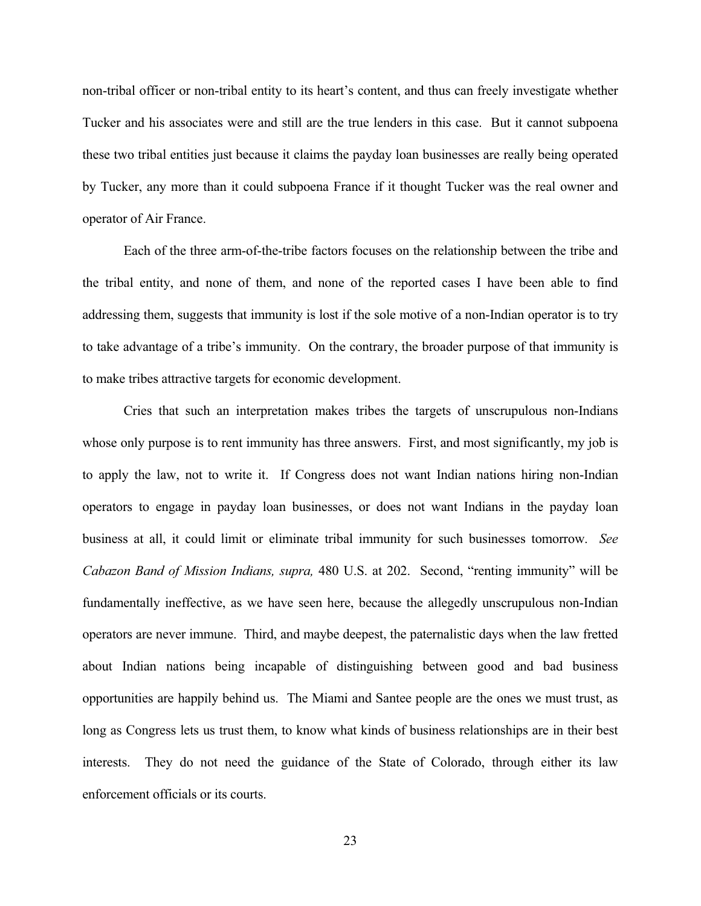non-tribal officer or non-tribal entity to its heart's content, and thus can freely investigate whether Tucker and his associates were and still are the true lenders in this case. But it cannot subpoena these two tribal entities just because it claims the payday loan businesses are really being operated by Tucker, any more than it could subpoena France if it thought Tucker was the real owner and operator of Air France.

Each of the three arm-of-the-tribe factors focuses on the relationship between the tribe and the tribal entity, and none of them, and none of the reported cases I have been able to find addressing them, suggests that immunity is lost if the sole motive of a non-Indian operator is to try to take advantage of a tribe's immunity. On the contrary, the broader purpose of that immunity is to make tribes attractive targets for economic development.

Cries that such an interpretation makes tribes the targets of unscrupulous non-Indians whose only purpose is to rent immunity has three answers. First, and most significantly, my job is to apply the law, not to write it. If Congress does not want Indian nations hiring non-Indian operators to engage in payday loan businesses, or does not want Indians in the payday loan business at all, it could limit or eliminate tribal immunity for such businesses tomorrow. *See Cabazon Band of Mission Indians, supra,* 480 U.S. at 202. Second, "renting immunity" will be fundamentally ineffective, as we have seen here, because the allegedly unscrupulous non-Indian operators are never immune. Third, and maybe deepest, the paternalistic days when the law fretted about Indian nations being incapable of distinguishing between good and bad business opportunities are happily behind us. The Miami and Santee people are the ones we must trust, as long as Congress lets us trust them, to know what kinds of business relationships are in their best interests. They do not need the guidance of the State of Colorado, through either its law enforcement officials or its courts.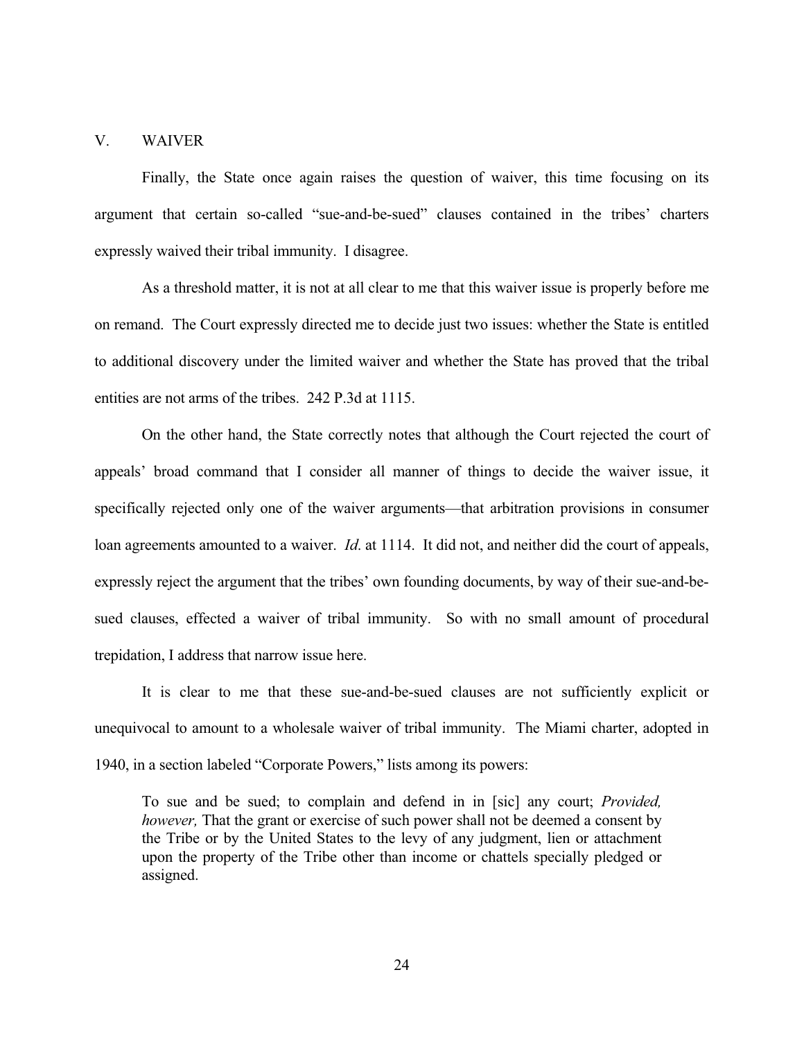## V. WAIVER

Finally, the State once again raises the question of waiver, this time focusing on its argument that certain so-called "sue-and-be-sued" clauses contained in the tribes' charters expressly waived their tribal immunity. I disagree.

As a threshold matter, it is not at all clear to me that this waiver issue is properly before me on remand. The Court expressly directed me to decide just two issues: whether the State is entitled to additional discovery under the limited waiver and whether the State has proved that the tribal entities are not arms of the tribes. 242 P.3d at 1115.

On the other hand, the State correctly notes that although the Court rejected the court of appeals' broad command that I consider all manner of things to decide the waiver issue, it specifically rejected only one of the waiver arguments—that arbitration provisions in consumer loan agreements amounted to a waiver. *Id.* at 1114. It did not, and neither did the court of appeals, expressly reject the argument that the tribes' own founding documents, by way of their sue-and-be-sued clauses, effected a waiver of tribal immunity. So with no small amount of procedural trepidation, I address that narrow issue here.

It is clear to me that these sue-and-be-sued clauses are not sufficiently explicit or unequivocal to amount to a wholesale waiver of tribal immunity. The Miami charter, adopted in 1940, in a section labeled "Corporate Powers," lists among its powers:

> To sue and be sued; to complain and defend in in [sic] any court; *Provided, however,* That the grant or exercise of such power shall not be deemed a consent by the Tribe or by the United States to the levy of any judgment, lien or attachment upon the property of the Tribe other than income or chattels specially pledged or assigned.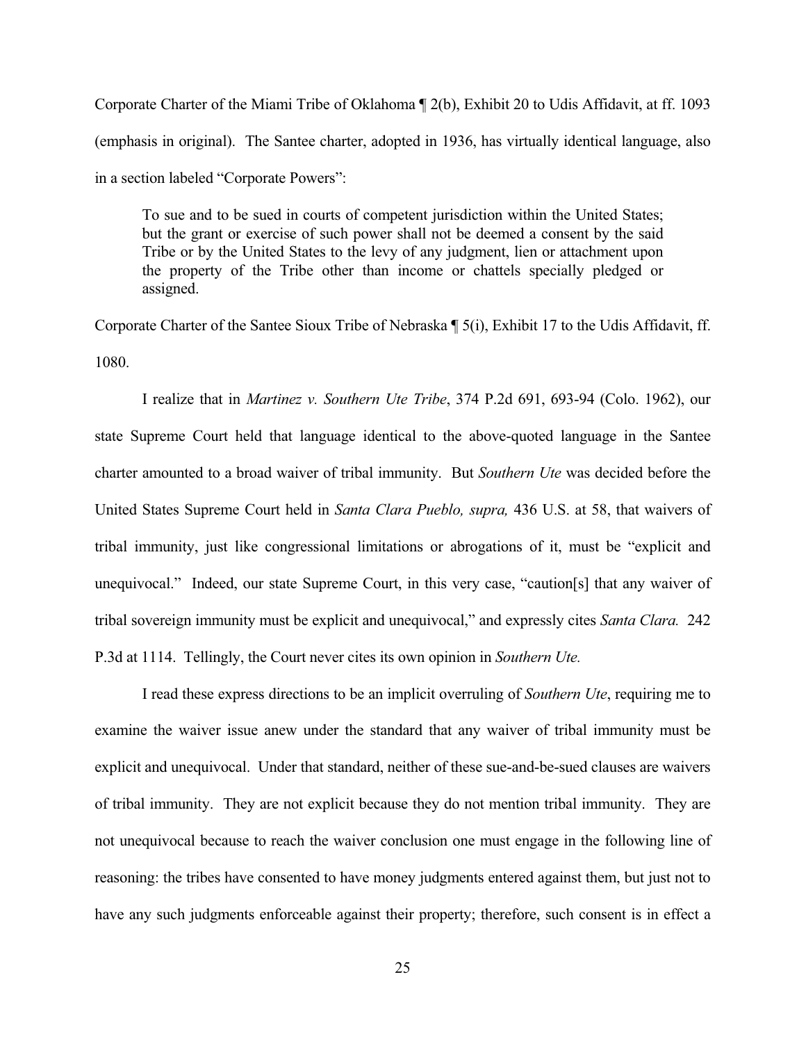Corporate Charter of the Miami Tribe of Oklahoma ¶ 2(b), Exhibit 20 to Udis Affidavit, at ff. 1093 (emphasis in original). The Santee charter, adopted in 1936, has virtually identical language, also in a section labeled "Corporate Powers":

> To sue and to be sued in courts of competent jurisdiction within the United States; but the grant or exercise of such power shall not be deemed a consent by the said Tribe or by the United States to the levy of any judgment, lien or attachment upon the property of the Tribe other than income or chattels specially pledged or assigned.

Corporate Charter of the Santee Sioux Tribe of Nebraska ¶ 5(i), Exhibit 17 to the Udis Affidavit, ff. 1080.

I realize that in *Martinez v. Southern Ute Tribe*, 374 P.2d 691, 693-94 (Colo. 1962), our state Supreme Court held that language identical to the above-quoted language in the Santee charter amounted to a broad waiver of tribal immunity. But *Southern Ute* was decided before the United States Supreme Court held in *Santa Clara Pueblo, supra,* 436 U.S. at 58, that waivers of tribal immunity, just like congressional limitations or abrogations of it, must be "explicit and unequivocal." Indeed, our state Supreme Court, in this very case, "caution[s] that any waiver of tribal sovereign immunity must be explicit and unequivocal," and expressly cites *Santa Clara.* 242 P.3d at 1114. Tellingly, the Court never cites its own opinion in *Southern Ute.*

I read these express directions to be an implicit overruling of *Southern Ute*, requiring me to examine the waiver issue anew under the standard that any waiver of tribal immunity must be explicit and unequivocal. Under that standard, neither of these sue-and-be-sued clauses are waivers of tribal immunity. They are not explicit because they do not mention tribal immunity. They are not unequivocal because to reach the waiver conclusion one must engage in the following line of reasoning: the tribes have consented to have money judgments entered against them, but just not to have any such judgments enforceable against their property; therefore, such consent is in effect a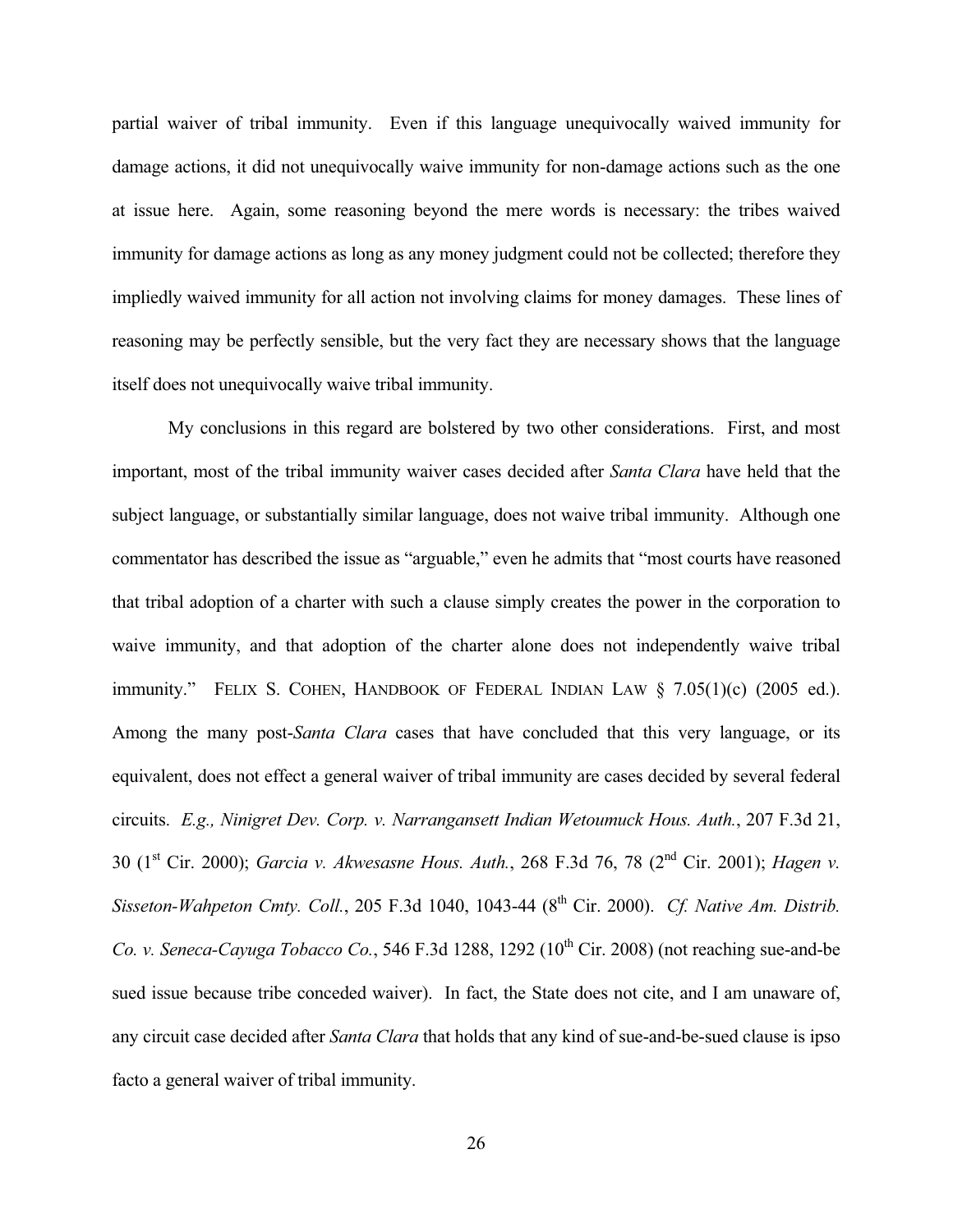partial waiver of tribal immunity. Even if this language unequivocally waived immunity for damage actions, it did not unequivocally waive immunity for non-damage actions such as the one at issue here. Again, some reasoning beyond the mere words is necessary: the tribes waived immunity for damage actions as long as any money judgment could not be collected; therefore they impliedly waived immunity for all action not involving claims for money damages. These lines of reasoning may be perfectly sensible, but the very fact they are necessary shows that the language itself does not unequivocally waive tribal immunity.

My conclusions in this regard are bolstered by two other considerations. First, and most important, most of the tribal immunity waiver cases decided after *Santa Clara* have held that the subject language, or substantially similar language, does not waive tribal immunity. Although one commentator has described the issue as "arguable," even he admits that "most courts have reasoned that tribal adoption of a charter with such a clause simply creates the power in the corporation to waive immunity, and that adoption of the charter alone does not independently waive tribal immunity." FELIX S. COHEN, HANDBOOK OF FEDERAL INDIAN LAW § 7.05(1)(c) (2005 ed.). Among the many post-*Santa Clara* cases that have concluded that this very language, or its equivalent, does not effect a general waiver of tribal immunity are cases decided by several federal circuits. *E.g., Ninigret Dev. Corp. v. Narragansett Indian Wetoumuck Hous. Auth.*, 207 F.3d 21, 30 (1st Cir. 2000); *Garcia v. Akwesasne Hous. Auth.*, 268 F.3d 76, 78 (2nd Cir. 2001); *Hagen v. Sisseton-Wahpeton Cmty. Coll.*, 205 F.3d 1040, 1043-44 (8th Cir. 2000). *Cf. Native Am. Distrib. Co. v. Seneca-Cayuga Tobacco Co.*, 546 F.3d 1288, 1292 (10th Cir. 2008) (not reaching sue-and-be sued issue because tribe conceded waiver). In fact, the State does not cite, and I am unaware of, any circuit case decided after *Santa Clara* that holds that any kind of sue-and-be-sued clause is ipso facto a general waiver of tribal immunity.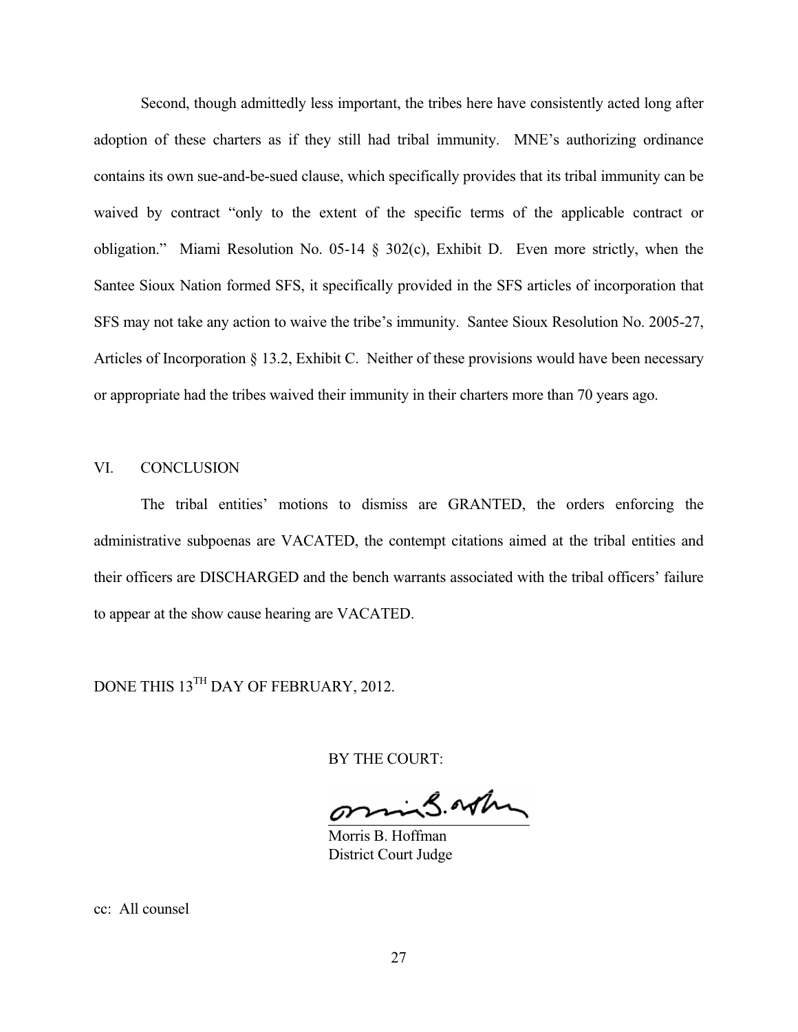Second, though admittedly less important, the tribes here have consistently acted long after adoption of these charters as if they still had tribal immunity. MNE's authorizing ordinance contains its own sue-and-be-sued clause, which specifically provides that its tribal immunity can be waived by contract "only to the extent of the specific terms of the applicable contract or obligation." Miami Resolution No. 05-14 § 302(c), Exhibit D. Even more strictly, when the Santee Sioux Nation formed SFS, it specifically provided in the SFS articles of incorporation that SFS may not take any action to waive the tribe's immunity. Santee Sioux Resolution No. 2005-27, Articles of Incorporation § 13.2, Exhibit C. Neither of these provisions would have been necessary or appropriate had the tribes waived their immunity in their charters more than 70 years ago.

## VI. CONCLUSION

The tribal entities' motions to dismiss are GRANTED, the orders enforcing the administrative subpoenas are VACATED, the contempt citations aimed at the tribal entities and their officers are DISCHARGED and the bench warrants associated with the tribal officers' failure to appear at the show cause hearing are VACATED.

DONE THIS 13TH DAY OF FEBRUARY, 2012.

BY THE COURT:

Morris B. Hoffman
District Court Judge

cc: All counsel